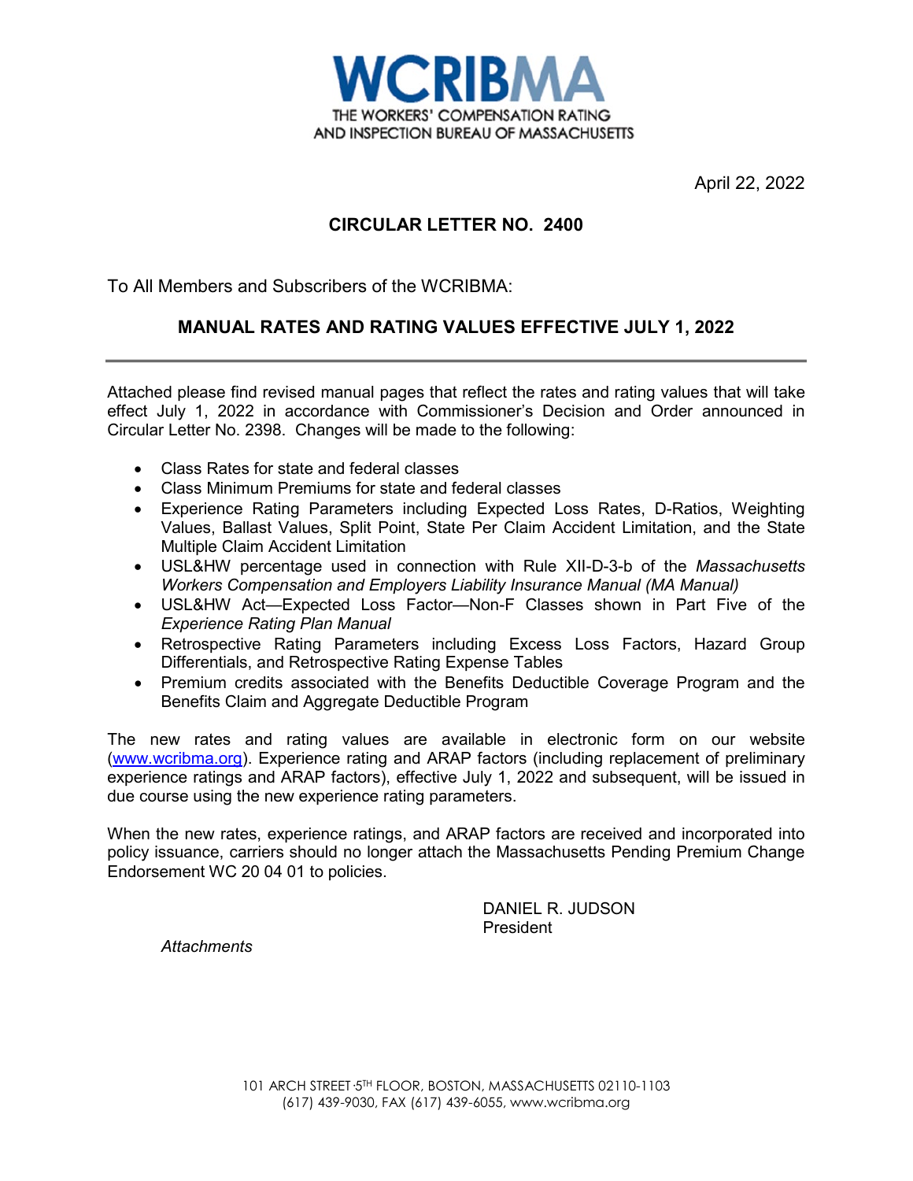**WCRIBMA**

THE WORKERS' COMPENSATION RATING AND INSPECTION BUREAU OF MASSACHUSETTS

April 22, 2022

## CIRCULAR LETTER NO. 2400

To All Members and Subscribers of the WCRIBMA:

## MANUAL RATES AND RATING VALUES EFFECTIVE JULY 1, 2022

---

Attached please find revised manual pages that reflect the rates and rating values that will take effect July 1, 2022 in accordance with Commissioner's Decision and Order announced in Circular Letter No. 2398. Changes will be made to the following:

- Class Rates for state and federal classes
- Class Minimum Premiums for state and federal classes
- Experience Rating Parameters including Expected Loss Rates, D-Ratios, Weighting Values, Ballast Values, Split Point, State Per Claim Accident Limitation, and the State Multiple Claim Accident Limitation
- USL&HW percentage used in connection with Rule XII-D-3-b of the *Massachusetts Workers Compensation and Employers Liability Insurance Manual (MA Manual)*
- USL&HW Act—Expected Loss Factor—Non-F Classes shown in Part Five of the *Experience Rating Plan Manual*
- Retrospective Rating Parameters including Excess Loss Factors, Hazard Group Differentials, and Retrospective Rating Expense Tables
- Premium credits associated with the Benefits Deductible Coverage Program and the Benefits Claim and Aggregate Deductible Program

The new rates and rating values are available in electronic form on our website (www.wcribma.org). Experience rating and ARAP factors (including replacement of preliminary experience ratings and ARAP factors), effective July 1, 2022 and subsequent, will be issued in due course using the new experience rating parameters.

When the new rates, experience ratings, and ARAP factors are received and incorporated into policy issuance, carriers should no longer attach the Massachusetts Pending Premium Change Endorsement WC 20 04 01 to policies.

DANIEL R. JUDSON
President

*Attachments*

101 ARCH STREET ·5TH FLOOR, BOSTON, MASSACHUSETTS 02110-1103
(617) 439-9030, FAX (617) 439-6055, www.wcribma.org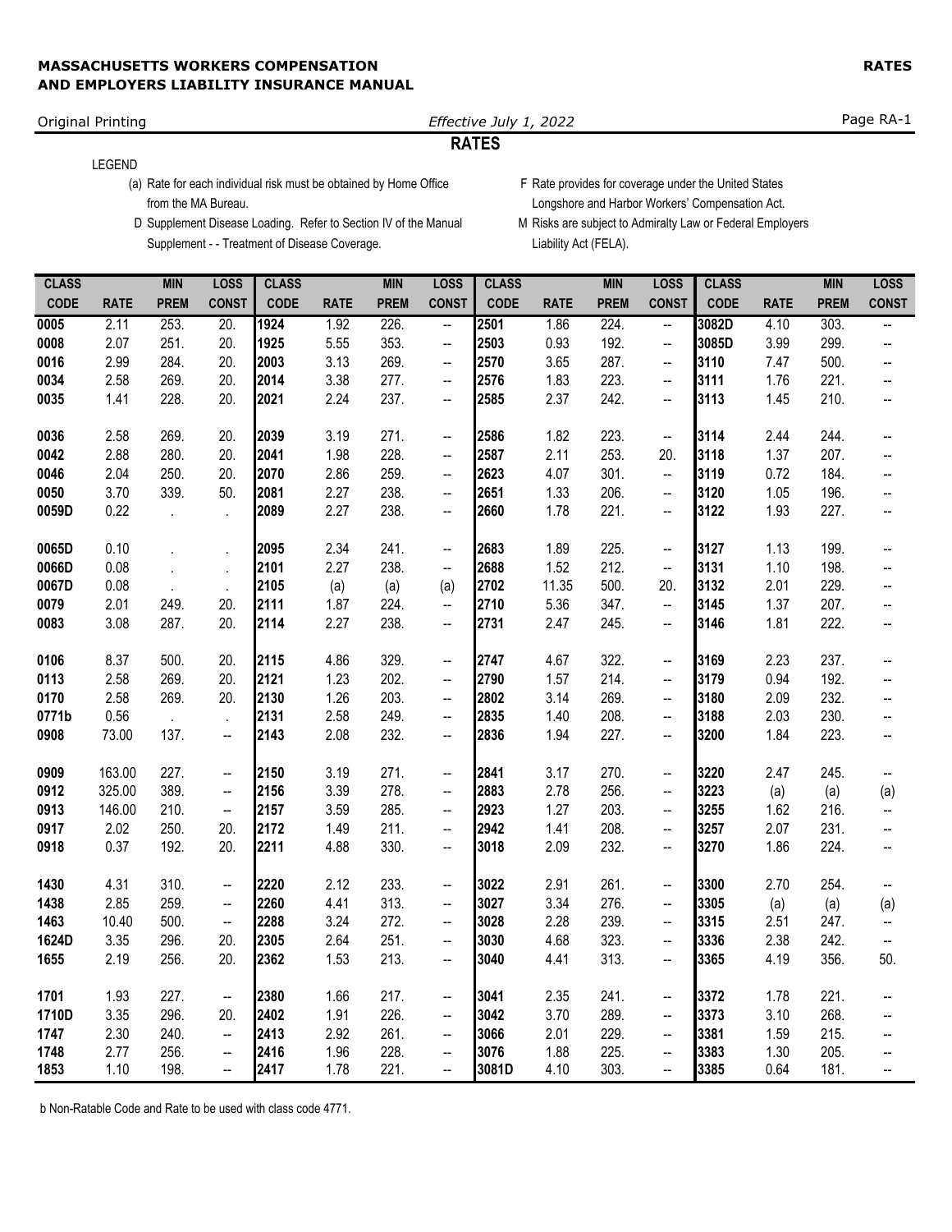# RATES

LEGEND

(a) Rate for each individual risk must be obtained by Home Office from the MA Bureau.

D Supplement Disease Loading. Refer to Section IV of the Manual Supplement - - Treatment of Disease Coverage.

F Rate provides for coverage under the United States Longshore and Harbor Workers' Compensation Act.

M Risks are subject to Admiralty Law or Federal Employers Liability Act (FELA).

| CLASS CODE | RATE | MIN PREM | LOSS CONST | CLASS CODE | RATE | MIN PREM | LOSS CONST | CLASS CODE | RATE | MIN PREM | LOSS CONST | CLASS CODE | RATE | MIN PREM | LOSS CONST |
|---|---|---|---|---|---|---|---|---|---|---|---|---|---|---|---|
| 0005 | 2.11 | 253. | 20. | 1924 | 1.92 | 226. | -- | 2501 | 1.86 | 224. | -- | 3082D | 4.10 | 303. | -- |
| 0008 | 2.07 | 251. | 20. | 1925 | 5.55 | 353. | -- | 2503 | 0.93 | 192. | -- | 3085D | 3.99 | 299. | -- |
| 0016 | 2.99 | 284. | 20. | 2003 | 3.13 | 269. | -- | 2570 | 3.65 | 287. | -- | 3110 | 7.47 | 500. | -- |
| 0034 | 2.58 | 269. | 20. | 2014 | 3.38 | 277. | -- | 2576 | 1.83 | 223. | -- | 3111 | 1.76 | 221. | -- |
| 0035 | 1.41 | 228. | 20. | 2021 | 2.24 | 237. | -- | 2585 | 2.37 | 242. | -- | 3113 | 1.45 | 210. | -- |
| 0036 | 2.58 | 269. | 20. | 2039 | 3.19 | 271. | -- | 2586 | 1.82 | 223. | -- | 3114 | 2.44 | 244. | -- |
| 0042 | 2.88 | 280. | 20. | 2041 | 1.98 | 228. | -- | 2587 | 2.11 | 253. | 20. | 3118 | 1.37 | 207. | -- |
| 0046 | 2.04 | 250. | 20. | 2070 | 2.86 | 259. | -- | 2623 | 4.07 | 301. | -- | 3119 | 0.72 | 184. | -- |
| 0050 | 3.70 | 339. | 50. | 2081 | 2.27 | 238. | -- | 2651 | 1.33 | 206. | -- | 3120 | 1.05 | 196. | -- |
| 0059D | 0.22 | . | . | 2089 | 2.27 | 238. | -- | 2660 | 1.78 | 221. | -- | 3122 | 1.93 | 227. | -- |
| 0065D | 0.10 | . | . | 2095 | 2.34 | 241. | -- | 2683 | 1.89 | 225. | -- | 3127 | 1.13 | 199. | -- |
| 0066D | 0.08 | . | . | 2101 | 2.27 | 238. | -- | 2688 | 1.52 | 212. | -- | 3131 | 1.10 | 198. | -- |
| 0067D | 0.08 | . | . | 2105 | (a) | (a) | (a) | 2702 | 11.35 | 500. | 20. | 3132 | 2.01 | 229. | -- |
| 0079 | 2.01 | 249. | 20. | 2111 | 1.87 | 224. | -- | 2710 | 5.36 | 347. | -- | 3145 | 1.37 | 207. | -- |
| 0083 | 3.08 | 287. | 20. | 2114 | 2.27 | 238. | -- | 2731 | 2.47 | 245. | -- | 3146 | 1.81 | 222. | -- |
| 0106 | 8.37 | 500. | 20. | 2115 | 4.86 | 329. | -- | 2747 | 4.67 | 322. | -- | 3169 | 2.23 | 237. | -- |
| 0113 | 2.58 | 269. | 20. | 2121 | 1.23 | 202. | -- | 2790 | 1.57 | 214. | -- | 3179 | 0.94 | 192. | -- |
| 0170 | 2.58 | 269. | 20. | 2130 | 1.26 | 203. | -- | 2802 | 3.14 | 269. | -- | 3180 | 2.09 | 232. | -- |
| 0771b | 0.56 | . | . | 2131 | 2.58 | 249. | -- | 2835 | 1.40 | 208. | -- | 3188 | 2.03 | 230. | -- |
| 0908 | 73.00 | 137. | -- | 2143 | 2.08 | 232. | -- | 2836 | 1.94 | 227. | -- | 3200 | 1.84 | 223. | -- |
| 0909 | 163.00 | 227. | -- | 2150 | 3.19 | 271. | -- | 2841 | 3.17 | 270. | -- | 3220 | 2.47 | 245. | -- |
| 0912 | 325.00 | 389. | -- | 2156 | 3.39 | 278. | -- | 2883 | 2.78 | 256. | -- | 3223 | (a) | (a) | (a) |
| 0913 | 146.00 | 210. | -- | 2157 | 3.59 | 285. | -- | 2923 | 1.27 | 203. | -- | 3255 | 1.62 | 216. | -- |
| 0917 | 2.02 | 250. | 20. | 2172 | 1.49 | 211. | -- | 2942 | 1.41 | 208. | -- | 3257 | 2.07 | 231. | -- |
| 0918 | 0.37 | 192. | 20. | 2211 | 4.88 | 330. | -- | 3018 | 2.09 | 232. | -- | 3270 | 1.86 | 224. | -- |
| 1430 | 4.31 | 310. | -- | 2220 | 2.12 | 233. | -- | 3022 | 2.91 | 261. | -- | 3300 | 2.70 | 254. | -- |
| 1438 | 2.85 | 259. | -- | 2260 | 4.41 | 313. | -- | 3027 | 3.34 | 276. | -- | 3305 | (a) | (a) | (a) |
| 1463 | 10.40 | 500. | -- | 2288 | 3.24 | 272. | -- | 3028 | 2.28 | 239. | -- | 3315 | 2.51 | 247. | -- |
| 1624D | 3.35 | 296. | 20. | 2305 | 2.64 | 251. | -- | 3030 | 4.68 | 323. | -- | 3336 | 2.38 | 242. | -- |
| 1655 | 2.19 | 256. | 20. | 2362 | 1.53 | 213. | -- | 3040 | 4.41 | 313. | -- | 3365 | 4.19 | 356. | 50. |
| 1701 | 1.93 | 227. | -- | 2380 | 1.66 | 217. | -- | 3041 | 2.35 | 241. | -- | 3372 | 1.78 | 221. | -- |
| 1710D | 3.35 | 296. | 20. | 2402 | 1.91 | 226. | -- | 3042 | 3.70 | 289. | -- | 3373 | 3.10 | 268. | -- |
| 1747 | 2.30 | 240. | -- | 2413 | 2.92 | 261. | -- | 3066 | 2.01 | 229. | -- | 3381 | 1.59 | 215. | -- |
| 1748 | 2.77 | 256. | -- | 2416 | 1.96 | 228. | -- | 3076 | 1.88 | 225. | -- | 3383 | 1.30 | 205. | -- |
| 1853 | 1.10 | 198. | -- | 2417 | 1.78 | 221. | -- | 3081D | 4.10 | 303. | -- | 3385 | 0.64 | 181. | -- |

b Non-Ratable Code and Rate to be used with class code 4771.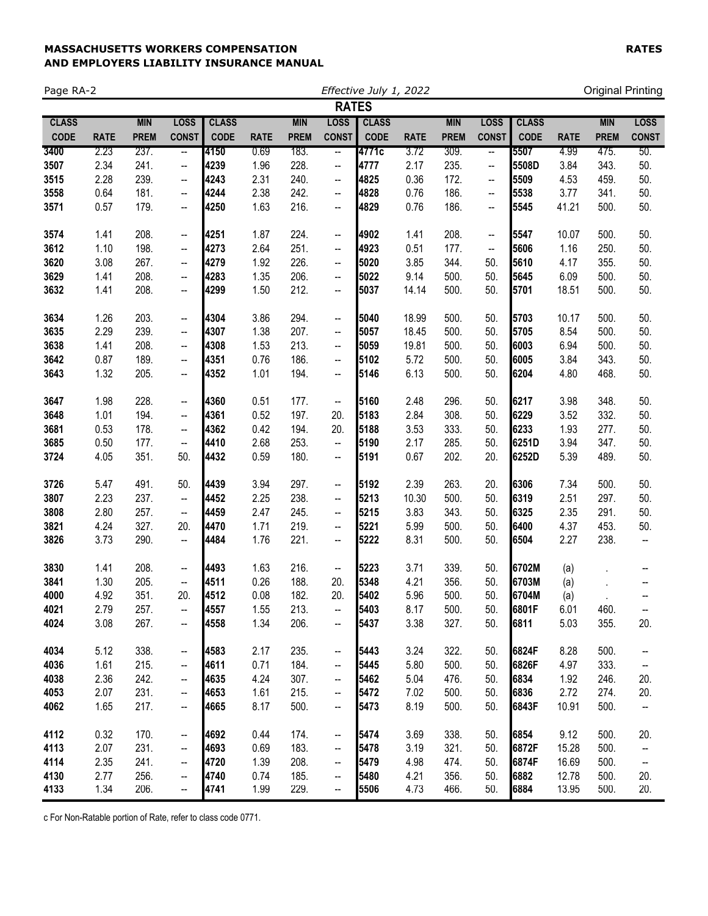# RATES

| CLASS CODE | RATE | MIN PREM | LOSS CONST | CLASS CODE | RATE | MIN PREM | LOSS CONST | CLASS CODE | RATE | MIN PREM | LOSS CONST | CLASS CODE | RATE | MIN PREM | LOSS CONST |
|---|---|---|---|---|---|---|---|---|---|---|---|---|---|---|---|
| 3400 | 2.23 | 237. | -- | 4150 | 0.69 | 183. | -- | 4771c | 3.72 | 309. | -- | 5507 | 4.99 | 475. | 50. |
| 3507 | 2.34 | 241. | -- | 4239 | 1.96 | 228. | -- | 4777 | 2.17 | 235. | -- | 5508D | 3.84 | 343. | 50. |
| 3515 | 2.28 | 239. | -- | 4243 | 2.31 | 240. | -- | 4825 | 0.36 | 172. | -- | 5509 | 4.53 | 459. | 50. |
| 3558 | 0.64 | 181. | -- | 4244 | 2.38 | 242. | -- | 4828 | 0.76 | 186. | -- | 5538 | 3.77 | 341. | 50. |
| 3571 | 0.57 | 179. | -- | 4250 | 1.63 | 216. | -- | 4829 | 0.76 | 186. | -- | 5545 | 41.21 | 500. | 50. |
| 3574 | 1.41 | 208. | -- | 4251 | 1.87 | 224. | -- | 4902 | 1.41 | 208. | -- | 5547 | 10.07 | 500. | 50. |
| 3612 | 1.10 | 198. | -- | 4273 | 2.64 | 251. | -- | 4923 | 0.51 | 177. | -- | 5606 | 1.16 | 250. | 50. |
| 3620 | 3.08 | 267. | -- | 4279 | 1.92 | 226. | -- | 5020 | 3.85 | 344. | 50. | 5610 | 4.17 | 355. | 50. |
| 3629 | 1.41 | 208. | -- | 4283 | 1.35 | 206. | -- | 5022 | 9.14 | 500. | 50. | 5645 | 6.09 | 500. | 50. |
| 3632 | 1.41 | 208. | -- | 4299 | 1.50 | 212. | -- | 5037 | 14.14 | 500. | 50. | 5701 | 18.51 | 500. | 50. |
| 3634 | 1.26 | 203. | -- | 4304 | 3.86 | 294. | -- | 5040 | 18.99 | 500. | 50. | 5703 | 10.17 | 500. | 50. |
| 3635 | 2.29 | 239. | -- | 4307 | 1.38 | 207. | -- | 5057 | 18.45 | 500. | 50. | 5705 | 8.54 | 500. | 50. |
| 3638 | 1.41 | 208. | -- | 4308 | 1.53 | 213. | -- | 5059 | 19.81 | 500. | 50. | 6003 | 6.94 | 500. | 50. |
| 3642 | 0.87 | 189. | -- | 4351 | 0.76 | 186. | -- | 5102 | 5.72 | 500. | 50. | 6005 | 3.84 | 343. | 50. |
| 3643 | 1.32 | 205. | -- | 4352 | 1.01 | 194. | -- | 5146 | 6.13 | 500. | 50. | 6204 | 4.80 | 468. | 50. |
| 3647 | 1.98 | 228. | -- | 4360 | 0.51 | 177. | -- | 5160 | 2.48 | 296. | 50. | 6217 | 3.98 | 348. | 50. |
| 3648 | 1.01 | 194. | -- | 4361 | 0.52 | 197. | 20. | 5183 | 2.84 | 308. | 50. | 6229 | 3.52 | 332. | 50. |
| 3681 | 0.53 | 178. | -- | 4362 | 0.42 | 194. | 20. | 5188 | 3.53 | 333. | 50. | 6233 | 1.93 | 277. | 50. |
| 3685 | 0.50 | 177. | -- | 4410 | 2.68 | 253. | -- | 5190 | 2.17 | 285. | 50. | 6251D | 3.94 | 347. | 50. |
| 3724 | 4.05 | 351. | 50. | 4432 | 0.59 | 180. | -- | 5191 | 0.67 | 202. | 20. | 6252D | 5.39 | 489. | 50. |
| 3726 | 5.47 | 491. | 50. | 4439 | 3.94 | 297. | -- | 5192 | 2.39 | 263. | 20. | 6306 | 7.34 | 500. | 50. |
| 3807 | 2.23 | 237. | -- | 4452 | 2.25 | 238. | -- | 5213 | 10.30 | 500. | 50. | 6319 | 2.51 | 297. | 50. |
| 3808 | 2.80 | 257. | -- | 4459 | 2.47 | 245. | -- | 5215 | 3.83 | 343. | 50. | 6325 | 2.35 | 291. | 50. |
| 3821 | 4.24 | 327. | 20. | 4470 | 1.71 | 219. | -- | 5221 | 5.99 | 500. | 50. | 6400 | 4.37 | 453. | 50. |
| 3826 | 3.73 | 290. | -- | 4484 | 1.76 | 221. | -- | 5222 | 8.31 | 500. | 50. | 6504 | 2.27 | 238. | -- |
| 3830 | 1.41 | 208. | -- | 4493 | 1.63 | 216. | -- | 5223 | 3.71 | 339. | 50. | 6702M | (a) | . | -- |
| 3841 | 1.30 | 205. | -- | 4511 | 0.26 | 188. | 20. | 5348 | 4.21 | 356. | 50. | 6703M | (a) | . | -- |
| 4000 | 4.92 | 351. | 20. | 4512 | 0.08 | 182. | 20. | 5402 | 5.96 | 500. | 50. | 6704M | (a) | . | -- |
| 4021 | 2.79 | 257. | -- | 4557 | 1.55 | 213. | -- | 5403 | 8.17 | 500. | 50. | 6801F | 6.01 | 460. | -- |
| 4024 | 3.08 | 267. | -- | 4558 | 1.34 | 206. | -- | 5437 | 3.38 | 327. | 50. | 6811 | 5.03 | 355. | 20. |
| 4034 | 5.12 | 338. | -- | 4583 | 2.17 | 235. | -- | 5443 | 3.24 | 322. | 50. | 6824F | 8.28 | 500. | -- |
| 4036 | 1.61 | 215. | -- | 4611 | 0.71 | 184. | -- | 5445 | 5.80 | 500. | 50. | 6826F | 4.97 | 333. | -- |
| 4038 | 2.36 | 242. | -- | 4635 | 4.24 | 307. | -- | 5462 | 5.04 | 476. | 50. | 6834 | 1.92 | 246. | 20. |
| 4053 | 2.07 | 231. | -- | 4653 | 1.61 | 215. | -- | 5472 | 7.02 | 500. | 50. | 6836 | 2.72 | 274. | 20. |
| 4062 | 1.65 | 217. | -- | 4665 | 8.17 | 500. | -- | 5473 | 8.19 | 500. | 50. | 6843F | 10.91 | 500. | -- |
| 4112 | 0.32 | 170. | -- | 4692 | 0.44 | 174. | -- | 5474 | 3.69 | 338. | 50. | 6854 | 9.12 | 500. | 20. |
| 4113 | 2.07 | 231. | -- | 4693 | 0.69 | 183. | -- | 5478 | 3.19 | 321. | 50. | 6872F | 15.28 | 500. | -- |
| 4114 | 2.35 | 241. | -- | 4720 | 1.39 | 208. | -- | 5479 | 4.98 | 474. | 50. | 6874F | 16.69 | 500. | -- |
| 4130 | 2.77 | 256. | -- | 4740 | 0.74 | 185. | -- | 5480 | 4.21 | 356. | 50. | 6882 | 12.78 | 500. | 20. |
| 4133 | 1.34 | 206. | -- | 4741 | 1.99 | 229. | -- | 5506 | 4.73 | 466. | 50. | 6884 | 13.95 | 500. | 20. |

c For Non-Ratable portion of Rate, refer to class code 0771.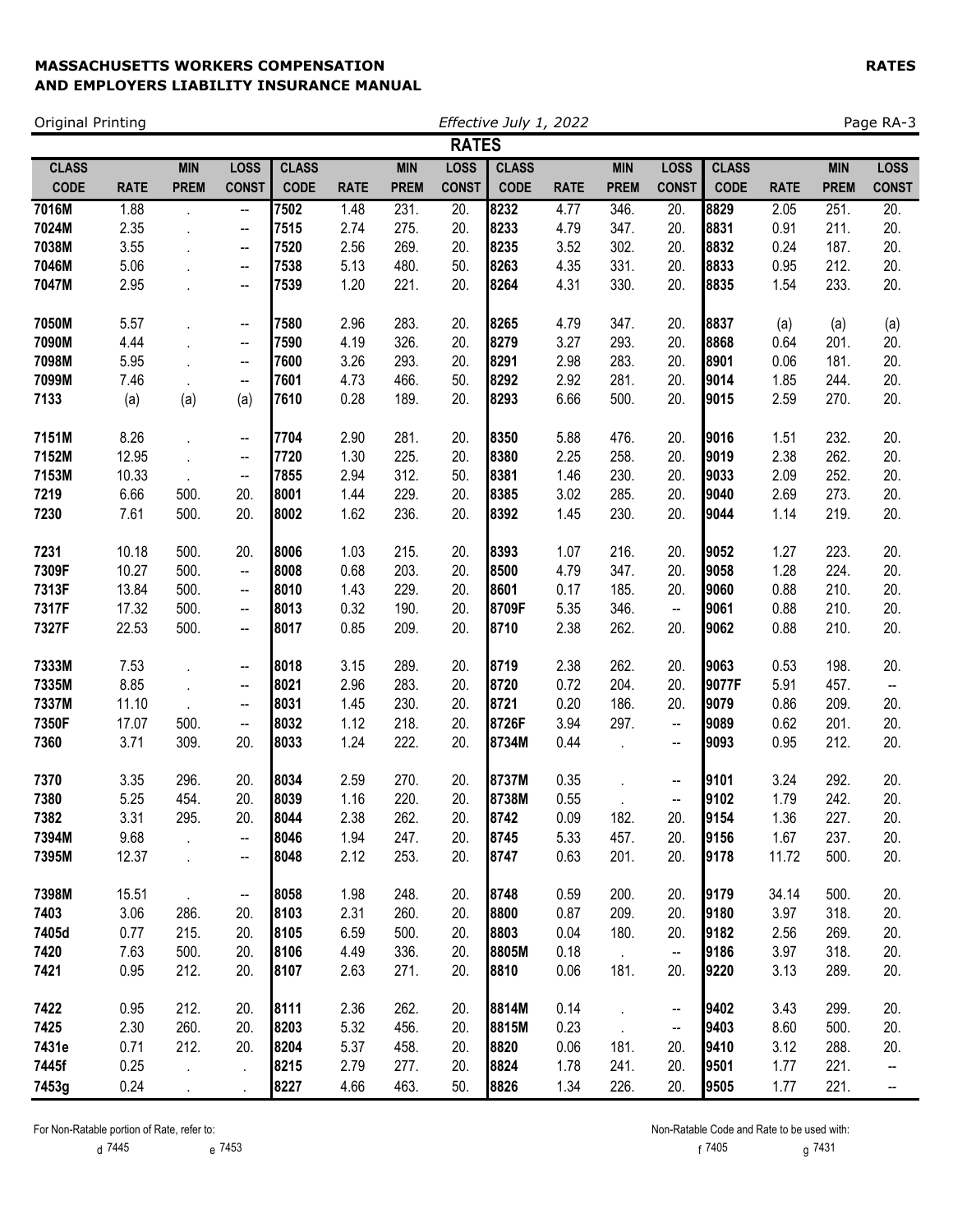# RATES

Effective July 1, 2022

| CLASS CODE | RATE | MIN PREM | LOSS CONST | CLASS CODE | RATE | MIN PREM | LOSS CONST | CLASS CODE | RATE | MIN PREM | LOSS CONST | CLASS CODE | RATE | MIN PREM | LOSS CONST |
|---|---|---|---|---|---|---|---|---|---|---|---|---|---|---|---|
| 7016M | 1.88 | . | -- | 7502 | 1.48 | 231. | 20. | 8232 | 4.77 | 346. | 20. | 8829 | 2.05 | 251. | 20. |
| 7024M | 2.35 | . | -- | 7515 | 2.74 | 275. | 20. | 8233 | 4.79 | 347. | 20. | 8831 | 0.91 | 211. | 20. |
| 7038M | 3.55 | . | -- | 7520 | 2.56 | 269. | 20. | 8235 | 3.52 | 302. | 20. | 8832 | 0.24 | 187. | 20. |
| 7046M | 5.06 | . | -- | 7538 | 5.13 | 480. | 50. | 8263 | 4.35 | 331. | 20. | 8833 | 0.95 | 212. | 20. |
| 7047M | 2.95 | . | -- | 7539 | 1.20 | 221. | 20. | 8264 | 4.31 | 330. | 20. | 8835 | 1.54 | 233. | 20. |
| 7050M | 5.57 | . | -- | 7580 | 2.96 | 283. | 20. | 8265 | 4.79 | 347. | 20. | 8837 | (a) | (a) | (a) |
| 7090M | 4.44 | . | -- | 7590 | 4.19 | 326. | 20. | 8279 | 3.27 | 293. | 20. | 8868 | 0.64 | 201. | 20. |
| 7098M | 5.95 | . | -- | 7600 | 3.26 | 293. | 20. | 8291 | 2.98 | 283. | 20. | 8901 | 0.06 | 181. | 20. |
| 7099M | 7.46 | . | -- | 7601 | 4.73 | 466. | 50. | 8292 | 2.92 | 281. | 20. | 9014 | 1.85 | 244. | 20. |
| 7133 | (a) | (a) | (a) | 7610 | 0.28 | 189. | 20. | 8293 | 6.66 | 500. | 20. | 9015 | 2.59 | 270. | 20. |
| 7151M | 8.26 | . | -- | 7704 | 2.90 | 281. | 20. | 8350 | 5.88 | 476. | 20. | 9016 | 1.51 | 232. | 20. |
| 7152M | 12.95 | . | -- | 7720 | 1.30 | 225. | 20. | 8380 | 2.25 | 258. | 20. | 9019 | 2.38 | 262. | 20. |
| 7153M | 10.33 | . | -- | 7855 | 2.94 | 312. | 50. | 8381 | 1.46 | 230. | 20. | 9033 | 2.09 | 252. | 20. |
| 7219 | 6.66 | 500. | 20. | 8001 | 1.44 | 229. | 20. | 8385 | 3.02 | 285. | 20. | 9040 | 2.69 | 273. | 20. |
| 7230 | 7.61 | 500. | 20. | 8002 | 1.62 | 236. | 20. | 8392 | 1.45 | 230. | 20. | 9044 | 1.14 | 219. | 20. |
| 7231 | 10.18 | 500. | 20. | 8006 | 1.03 | 215. | 20. | 8393 | 1.07 | 216. | 20. | 9052 | 1.27 | 223. | 20. |
| 7309F | 10.27 | 500. | -- | 8008 | 0.68 | 203. | 20. | 8500 | 4.79 | 347. | 20. | 9058 | 1.28 | 224. | 20. |
| 7313F | 13.84 | 500. | -- | 8010 | 1.43 | 229. | 20. | 8601 | 0.17 | 185. | 20. | 9060 | 0.88 | 210. | 20. |
| 7317F | 17.32 | 500. | -- | 8013 | 0.32 | 190. | 20. | 8709F | 5.35 | 346. | -- | 9061 | 0.88 | 210. | 20. |
| 7327F | 22.53 | 500. | -- | 8017 | 0.85 | 209. | 20. | 8710 | 2.38 | 262. | 20. | 9062 | 0.88 | 210. | 20. |
| 7333M | 7.53 | . | -- | 8018 | 3.15 | 289. | 20. | 8719 | 2.38 | 262. | 20. | 9063 | 0.53 | 198. | 20. |
| 7335M | 8.85 | . | -- | 8021 | 2.96 | 283. | 20. | 8720 | 0.72 | 204. | 20. | 9077F | 5.91 | 457. | -- |
| 7337M | 11.10 | . | -- | 8031 | 1.45 | 230. | 20. | 8721 | 0.20 | 186. | 20. | 9079 | 0.86 | 209. | 20. |
| 7350F | 17.07 | 500. | -- | 8032 | 1.12 | 218. | 20. | 8726F | 3.94 | 297. | -- | 9089 | 0.62 | 201. | 20. |
| 7360 | 3.71 | 309. | 20. | 8033 | 1.24 | 222. | 20. | 8734M | 0.44 | . | -- | 9093 | 0.95 | 212. | 20. |
| 7370 | 3.35 | 296. | 20. | 8034 | 2.59 | 270. | 20. | 8737M | 0.35 | . | -- | 9101 | 3.24 | 292. | 20. |
| 7380 | 5.25 | 454. | 20. | 8039 | 1.16 | 220. | 20. | 8738M | 0.55 | . | -- | 9102 | 1.79 | 242. | 20. |
| 7382 | 3.31 | 295. | 20. | 8044 | 2.38 | 262. | 20. | 8742 | 0.09 | 182. | 20. | 9154 | 1.36 | 227. | 20. |
| 7394M | 9.68 | . | -- | 8046 | 1.94 | 247. | 20. | 8745 | 5.33 | 457. | 20. | 9156 | 1.67 | 237. | 20. |
| 7395M | 12.37 | . | -- | 8048 | 2.12 | 253. | 20. | 8747 | 0.63 | 201. | 20. | 9178 | 11.72 | 500. | 20. |
| 7398M | 15.51 | . | -- | 8058 | 1.98 | 248. | 20. | 8748 | 0.59 | 200. | 20. | 9179 | 34.14 | 500. | 20. |
| 7403 | 3.06 | 286. | 20. | 8103 | 2.31 | 260. | 20. | 8800 | 0.87 | 209. | 20. | 9180 | 3.97 | 318. | 20. |
| 7405d | 0.77 | 215. | 20. | 8105 | 6.59 | 500. | 20. | 8803 | 0.04 | 180. | 20. | 9182 | 2.56 | 269. | 20. |
| 7420 | 7.63 | 500. | 20. | 8106 | 4.49 | 336. | 20. | 8805M | 0.18 | . | -- | 9186 | 3.97 | 318. | 20. |
| 7421 | 0.95 | 212. | 20. | 8107 | 2.63 | 271. | 20. | 8810 | 0.06 | 181. | 20. | 9220 | 3.13 | 289. | 20. |
| 7422 | 0.95 | 212. | 20. | 8111 | 2.36 | 262. | 20. | 8814M | 0.14 | . | -- | 9402 | 3.43 | 299. | 20. |
| 7425 | 2.30 | 260. | 20. | 8203 | 5.32 | 456. | 20. | 8815M | 0.23 | . | -- | 9403 | 8.60 | 500. | 20. |
| 7431e | 0.71 | 212. | 20. | 8204 | 5.37 | 458. | 20. | 8820 | 0.06 | 181. | 20. | 9410 | 3.12 | 288. | 20. |
| 7445f | 0.25 | . | . | 8215 | 2.79 | 277. | 20. | 8824 | 1.78 | 241. | 20. | 9501 | 1.77 | 221. | -- |
| 7453g | 0.24 | . | . | 8227 | 4.66 | 463. | 50. | 8826 | 1.34 | 226. | 20. | 9505 | 1.77 | 221. | -- |

For Non-Ratable portion of Rate, refer to: d 7445   e 7453

Non-Ratable Code and Rate to be used with: f 7405   g 7431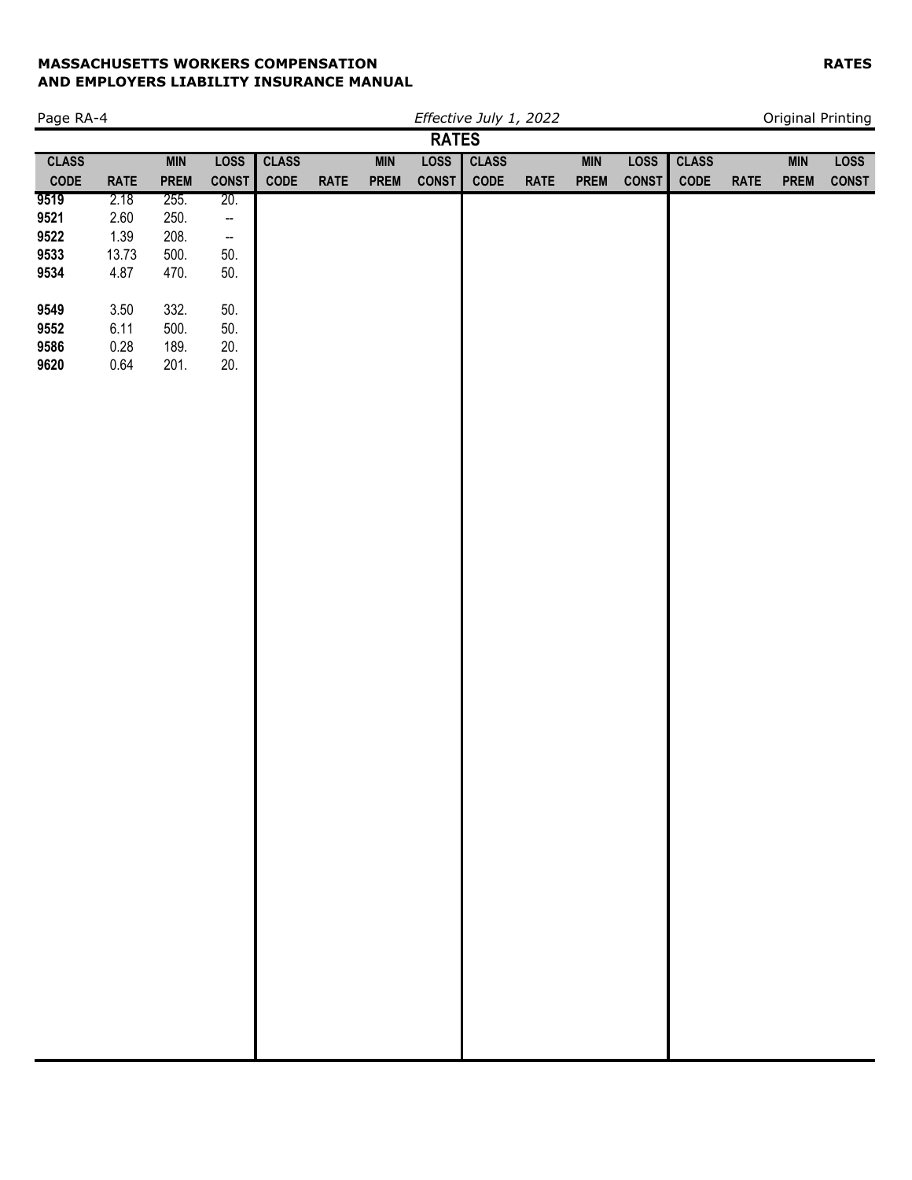# RATES

| CLASS CODE | RATE | MIN PREM | LOSS CONST |
|---|---|---|---|
| **9519** | 2.18 | 255. | 20. |
| **9521** | 2.60 | 250. | -- |
| **9522** | 1.39 | 208. | -- |
| **9533** | 13.73 | 500. | 50. |
| **9534** | 4.87 | 470. | 50. |
| **9549** | 3.50 | 332. | 50. |
| **9552** | 6.11 | 500. | 50. |
| **9586** | 0.28 | 189. | 20. |
| **9620** | 0.64 | 201. | 20. |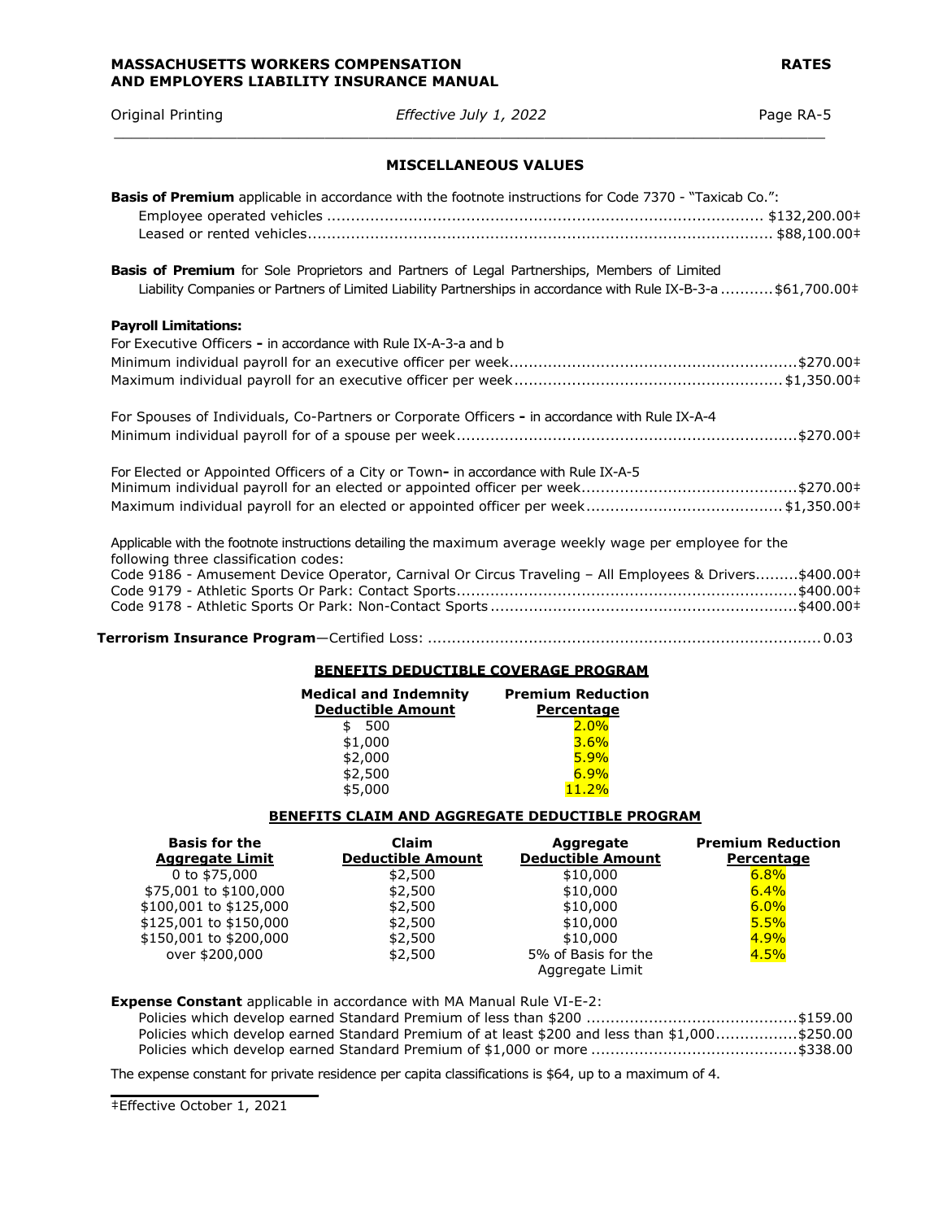## MISCELLANEOUS VALUES

**Basis of Premium** applicable in accordance with the footnote instructions for Code 7370 - "Taxicab Co.":

Employee operated vehicles ........................................................................................ $132,200.00‡
Leased or rented vehicles.............................................................................................. $88,100.00‡

**Basis of Premium** for Sole Proprietors and Partners of Legal Partnerships, Members of Limited Liability Companies or Partners of Limited Liability Partnerships in accordance with Rule IX-B-3-a ...........$61,700.00‡

**Payroll Limitations:**

For Executive Officers - in accordance with Rule IX-A-3-a and b
Minimum individual payroll for an executive officer per week..........................................................$270.00‡
Maximum individual payroll for an executive officer per week......................................................$1,350.00‡

For Spouses of Individuals, Co-Partners or Corporate Officers - in accordance with Rule IX-A-4
Minimum individual payroll for of a spouse per week......................................................................$270.00‡

For Elected or Appointed Officers of a City or Town- in accordance with Rule IX-A-5
Minimum individual payroll for an elected or appointed officer per week............................................$270.00‡
Maximum individual payroll for an elected or appointed officer per week........................................$1,350.00‡

Applicable with the footnote instructions detailing the maximum average weekly wage per employee for the following three classification codes:
Code 9186 - Amusement Device Operator, Carnival Or Circus Traveling – All Employees & Drivers.........$400.00‡
Code 9179 - Athletic Sports Or Park: Contact Sports......................................................................$400.00‡
Code 9178 - Athletic Sports Or Park: Non-Contact Sports ...............................................................$400.00‡

**Terrorism Insurance Program**—Certified Loss: ................................................................................ 0.03

### BENEFITS DEDUCTIBLE COVERAGE PROGRAM

| Medical and Indemnity Deductible Amount | Premium Reduction Percentage |
|---|---|
| $ 500 | 2.0% |
| $1,000 | 3.6% |
| $2,000 | 5.9% |
| $2,500 | 6.9% |
| $5,000 | 11.2% |

### BENEFITS CLAIM AND AGGREGATE DEDUCTIBLE PROGRAM

| Basis for the Aggregate Limit | Claim Deductible Amount | Aggregate Deductible Amount | Premium Reduction Percentage |
|---|---|---|---|
| 0 to $75,000 | $2,500 | $10,000 | 6.8% |
| $75,001 to $100,000 | $2,500 | $10,000 | 6.4% |
| $100,001 to $125,000 | $2,500 | $10,000 | 6.0% |
| $125,001 to $150,000 | $2,500 | $10,000 | 5.5% |
| $150,001 to $200,000 | $2,500 | $10,000 | 4.9% |
| over $200,000 | $2,500 | 5% of Basis for the Aggregate Limit | 4.5% |

**Expense Constant** applicable in accordance with MA Manual Rule VI-E-2:

Policies which develop earned Standard Premium of less than $200 ...........................................$159.00
Policies which develop earned Standard Premium of at least $200 and less than $1,000.................$250.00
Policies which develop earned Standard Premium of $1,000 or more ..........................................$338.00

The expense constant for private residence per capita classifications is $64, up to a maximum of 4.

‡Effective October 1, 2021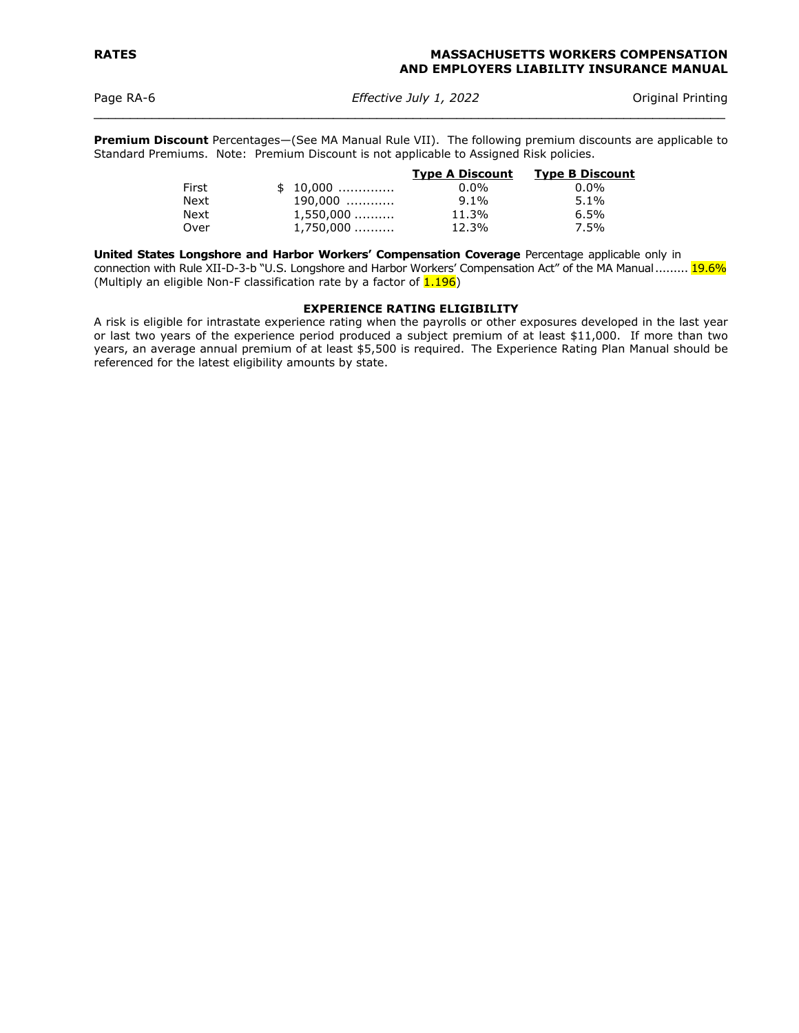**Premium Discount** Percentages—(See MA Manual Rule VII). The following premium discounts are applicable to Standard Premiums. Note: Premium Discount is not applicable to Assigned Risk policies.

| | | Type A Discount | Type B Discount |
|---|---|---|---|
| First | $ 10,000 | 0.0% | 0.0% |
| Next | 190,000 | 9.1% | 5.1% |
| Next | 1,550,000 | 11.3% | 6.5% |
| Over | 1,750,000 | 12.3% | 7.5% |

**United States Longshore and Harbor Workers' Compensation Coverage** Percentage applicable only in connection with Rule XII-D-3-b "U.S. Longshore and Harbor Workers' Compensation Act" of the MA Manual......... 19.6%
(Multiply an eligible Non-F classification rate by a factor of 1.196)

## EXPERIENCE RATING ELIGIBILITY

A risk is eligible for intrastate experience rating when the payrolls or other exposures developed in the last year or last two years of the experience period produced a subject premium of at least $11,000. If more than two years, an average annual premium of at least $5,500 is required. The Experience Rating Plan Manual should be referenced for the latest eligibility amounts by state.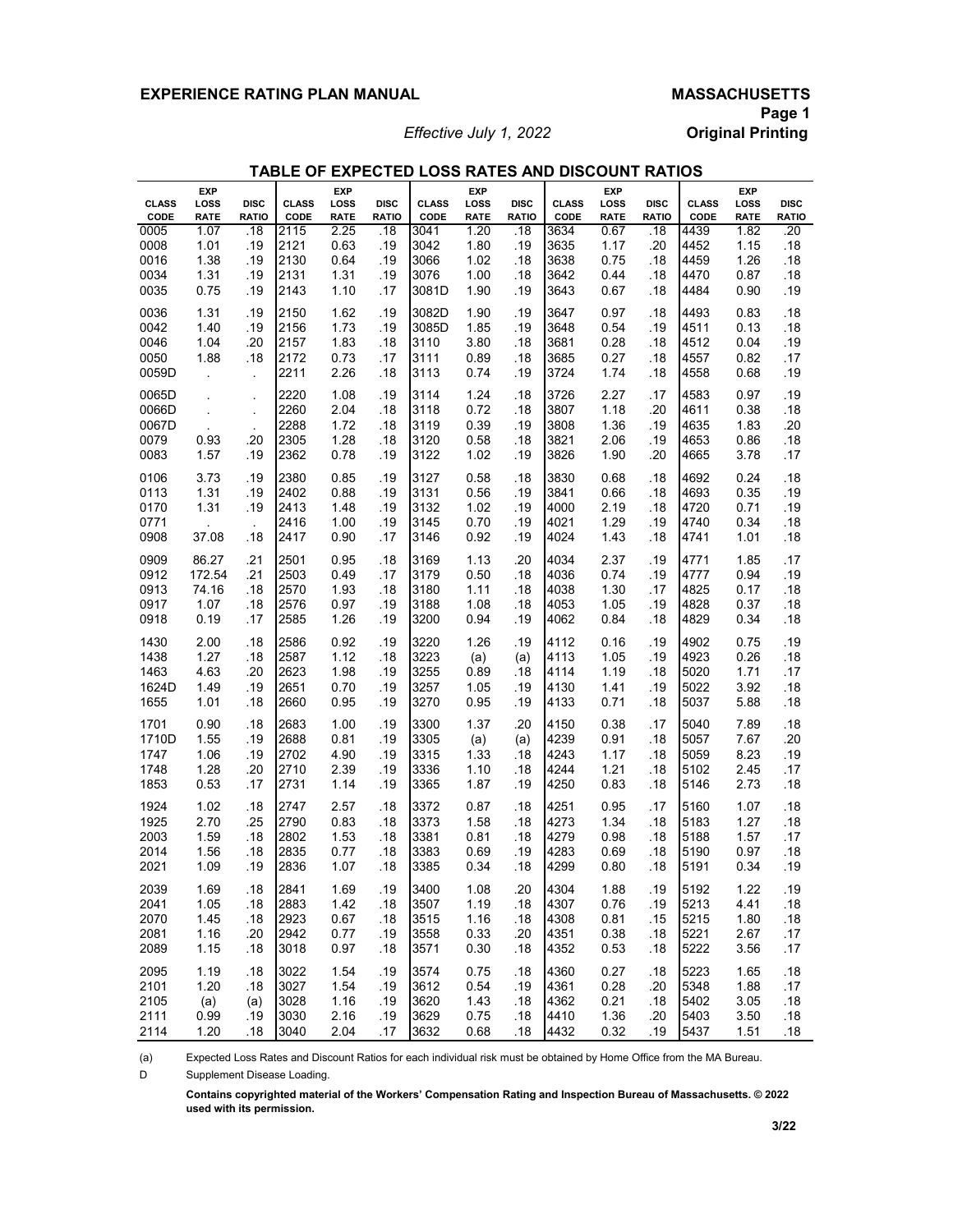# EXPERIENCE RATING PLAN MANUAL

**MASSACHUSETTS**

*Effective July 1, 2022*

**Original Printing**

## TABLE OF EXPECTED LOSS RATES AND DISCOUNT RATIOS

| CLASS CODE | EXP LOSS RATE | DISC RATIO | CLASS CODE | EXP LOSS RATE | DISC RATIO | CLASS CODE | EXP LOSS RATE | DISC RATIO | CLASS CODE | EXP LOSS RATE | DISC RATIO | CLASS CODE | EXP LOSS RATE | DISC RATIO |
|---|---|---|---|---|---|---|---|---|---|---|---|---|---|---|
| 0005 | 1.07 | .18 | 2115 | 2.25 | .18 | 3041 | 1.20 | .18 | 3634 | 0.67 | .18 | 4439 | 1.82 | .20 |
| 0008 | 1.01 | .19 | 2121 | 0.63 | .19 | 3042 | 1.80 | .19 | 3635 | 1.17 | .20 | 4452 | 1.15 | .18 |
| 0016 | 1.38 | .19 | 2130 | 0.64 | .19 | 3066 | 1.02 | .18 | 3638 | 0.75 | .18 | 4459 | 1.26 | .18 |
| 0034 | 1.31 | .19 | 2131 | 1.31 | .19 | 3076 | 1.00 | .18 | 3642 | 0.44 | .18 | 4470 | 0.87 | .18 |
| 0035 | 0.75 | .19 | 2143 | 1.10 | .17 | 3081D | 1.90 | .19 | 3643 | 0.67 | .18 | 4484 | 0.90 | .19 |
| 0036 | 1.31 | .19 | 2150 | 1.62 | .19 | 3082D | 1.90 | .19 | 3647 | 0.97 | .18 | 4493 | 0.83 | .18 |
| 0042 | 1.40 | .19 | 2156 | 1.73 | .19 | 3085D | 1.85 | .19 | 3648 | 0.54 | .19 | 4511 | 0.13 | .18 |
| 0046 | 1.04 | .20 | 2157 | 1.83 | .18 | 3110 | 3.80 | .18 | 3681 | 0.28 | .18 | 4512 | 0.04 | .19 |
| 0050 | 1.88 | .18 | 2172 | 0.73 | .17 | 3111 | 0.89 | .18 | 3685 | 0.27 | .18 | 4557 | 0.82 | .17 |
| 0059D | . | . | 2211 | 2.26 | .18 | 3113 | 0.74 | .19 | 3724 | 1.74 | .18 | 4558 | 0.68 | .19 |
| 0065D | . | . | 2220 | 1.08 | .19 | 3114 | 1.24 | .18 | 3726 | 2.27 | .17 | 4583 | 0.97 | .19 |
| 0066D | . | . | 2260 | 2.04 | .18 | 3118 | 0.72 | .18 | 3807 | 1.18 | .20 | 4611 | 0.38 | .18 |
| 0067D | . | . | 2288 | 1.72 | .18 | 3119 | 0.39 | .19 | 3808 | 1.36 | .19 | 4635 | 1.83 | .20 |
| 0079 | 0.93 | .20 | 2305 | 1.28 | .18 | 3120 | 0.58 | .18 | 3821 | 2.06 | .19 | 4653 | 0.86 | .18 |
| 0083 | 1.57 | .19 | 2362 | 0.78 | .19 | 3122 | 1.02 | .19 | 3826 | 1.90 | .20 | 4665 | 3.78 | .17 |
| 0106 | 3.73 | .19 | 2380 | 0.85 | .19 | 3127 | 0.58 | .18 | 3830 | 0.68 | .18 | 4692 | 0.24 | .18 |
| 0113 | 1.31 | .19 | 2402 | 0.88 | .19 | 3131 | 0.56 | .19 | 3841 | 0.66 | .18 | 4693 | 0.35 | .19 |
| 0170 | 1.31 | .19 | 2413 | 1.48 | .19 | 3132 | 1.02 | .19 | 4000 | 2.19 | .18 | 4720 | 0.71 | .19 |
| 0771 | . | . | 2416 | 1.00 | .19 | 3145 | 0.70 | .19 | 4021 | 1.29 | .19 | 4740 | 0.34 | .18 |
| 0908 | 37.08 | .18 | 2417 | 0.90 | .17 | 3146 | 0.92 | .19 | 4024 | 1.43 | .18 | 4741 | 1.01 | .18 |
| 0909 | 86.27 | .21 | 2501 | 0.95 | .18 | 3169 | 1.13 | .20 | 4034 | 2.37 | .19 | 4771 | 1.85 | .17 |
| 0912 | 172.54 | .21 | 2503 | 0.49 | .17 | 3179 | 0.50 | .18 | 4036 | 0.74 | .19 | 4777 | 0.94 | .19 |
| 0913 | 74.16 | .18 | 2570 | 1.93 | .18 | 3180 | 1.11 | .18 | 4038 | 1.30 | .17 | 4825 | 0.17 | .18 |
| 0917 | 1.07 | .18 | 2576 | 0.97 | .19 | 3188 | 1.08 | .18 | 4053 | 1.05 | .19 | 4828 | 0.37 | .18 |
| 0918 | 0.19 | .17 | 2585 | 1.26 | .18 | 3200 | 0.94 | .19 | 4062 | 0.84 | .18 | 4829 | 0.34 | .18 |
| 1430 | 2.00 | .18 | 2586 | 0.92 | .19 | 3220 | 1.26 | .19 | 4112 | 0.16 | .19 | 4902 | 0.75 | .19 |
| 1438 | 1.27 | .18 | 2587 | 1.12 | .18 | 3223 | (a) | (a) | 4113 | 1.05 | .19 | 4923 | 0.26 | .18 |
| 1463 | 4.63 | .20 | 2623 | 1.98 | .19 | 3255 | 0.89 | .18 | 4114 | 1.19 | .18 | 5020 | 1.71 | .17 |
| 1624D | 1.49 | .19 | 2651 | 0.70 | .19 | 3257 | 1.05 | .19 | 4130 | 1.41 | .19 | 5022 | 3.92 | .18 |
| 1655 | 1.01 | .18 | 2660 | 0.95 | .19 | 3270 | 0.95 | .19 | 4133 | 0.71 | .18 | 5037 | 5.88 | .18 |
| 1701 | 0.90 | .18 | 2683 | 1.00 | .19 | 3300 | 1.37 | .20 | 4150 | 0.38 | .17 | 5040 | 7.89 | .18 |
| 1710D | 1.55 | .19 | 2688 | 0.81 | .19 | 3305 | (a) | (a) | 4239 | 0.91 | .18 | 5057 | 7.67 | .20 |
| 1747 | 1.06 | .19 | 2702 | 4.90 | .19 | 3315 | 1.33 | .18 | 4243 | 1.17 | .18 | 5059 | 8.23 | .19 |
| 1748 | 1.28 | .20 | 2710 | 2.39 | .19 | 3336 | 1.10 | .18 | 4244 | 1.21 | .18 | 5102 | 2.45 | .17 |
| 1853 | 0.53 | .17 | 2731 | 1.14 | .19 | 3365 | 1.87 | .19 | 4250 | 0.83 | .18 | 5146 | 2.73 | .18 |
| 1924 | 1.02 | .18 | 2747 | 2.57 | .18 | 3372 | 0.87 | .18 | 4251 | 0.95 | .17 | 5160 | 1.07 | .18 |
| 1925 | 2.70 | .25 | 2790 | 0.83 | .18 | 3373 | 1.58 | .18 | 4273 | 1.34 | .18 | 5183 | 1.27 | .18 |
| 2003 | 1.59 | .18 | 2802 | 1.53 | .18 | 3381 | 0.81 | .18 | 4279 | 0.98 | .18 | 5188 | 1.57 | .17 |
| 2014 | 1.56 | .18 | 2835 | 0.77 | .18 | 3383 | 0.69 | .19 | 4283 | 0.69 | .18 | 5190 | 0.97 | .18 |
| 2021 | 1.09 | .19 | 2836 | 1.07 | .18 | 3385 | 0.34 | .18 | 4299 | 0.80 | .18 | 5191 | 0.34 | .19 |
| 2039 | 1.69 | .18 | 2841 | 1.69 | .19 | 3400 | 1.08 | .20 | 4304 | 1.88 | .19 | 5192 | 1.22 | .19 |
| 2041 | 1.05 | .18 | 2883 | 1.42 | .18 | 3507 | 1.19 | .18 | 4307 | 0.76 | .19 | 5213 | 4.41 | .18 |
| 2070 | 1.45 | .18 | 2923 | 0.67 | .18 | 3515 | 1.16 | .18 | 4308 | 0.81 | .15 | 5215 | 1.80 | .18 |
| 2081 | 1.16 | .20 | 2942 | 0.77 | .19 | 3558 | 0.33 | .20 | 4351 | 0.38 | .18 | 5221 | 2.67 | .17 |
| 2089 | 1.15 | .18 | 3018 | 0.97 | .18 | 3571 | 0.30 | .18 | 4352 | 0.53 | .18 | 5222 | 3.56 | .17 |
| 2095 | 1.19 | .18 | 3022 | 1.54 | .19 | 3574 | 0.75 | .18 | 4360 | 0.27 | .18 | 5223 | 1.65 | .18 |
| 2101 | 1.20 | .18 | 3027 | 1.54 | .19 | 3612 | 0.54 | .19 | 4361 | 0.28 | .20 | 5348 | 1.88 | .17 |
| 2105 | (a) | (a) | 3028 | 1.16 | .19 | 3620 | 1.43 | .18 | 4362 | 0.21 | .18 | 5402 | 3.05 | .18 |
| 2111 | 0.99 | .19 | 3030 | 2.16 | .19 | 3629 | 0.75 | .18 | 4410 | 1.36 | .20 | 5403 | 3.50 | .18 |
| 2114 | 1.20 | .18 | 3040 | 2.04 | .17 | 3632 | 0.68 | .18 | 4432 | 0.32 | .19 | 5437 | 1.51 | .18 |

(a) Expected Loss Rates and Discount Ratios for each individual risk must be obtained by Home Office from the MA Bureau.

D Supplement Disease Loading.

**Contains copyrighted material of the Workers' Compensation Rating and Inspection Bureau of Massachusetts. © 2022 used with its permission.**

3/22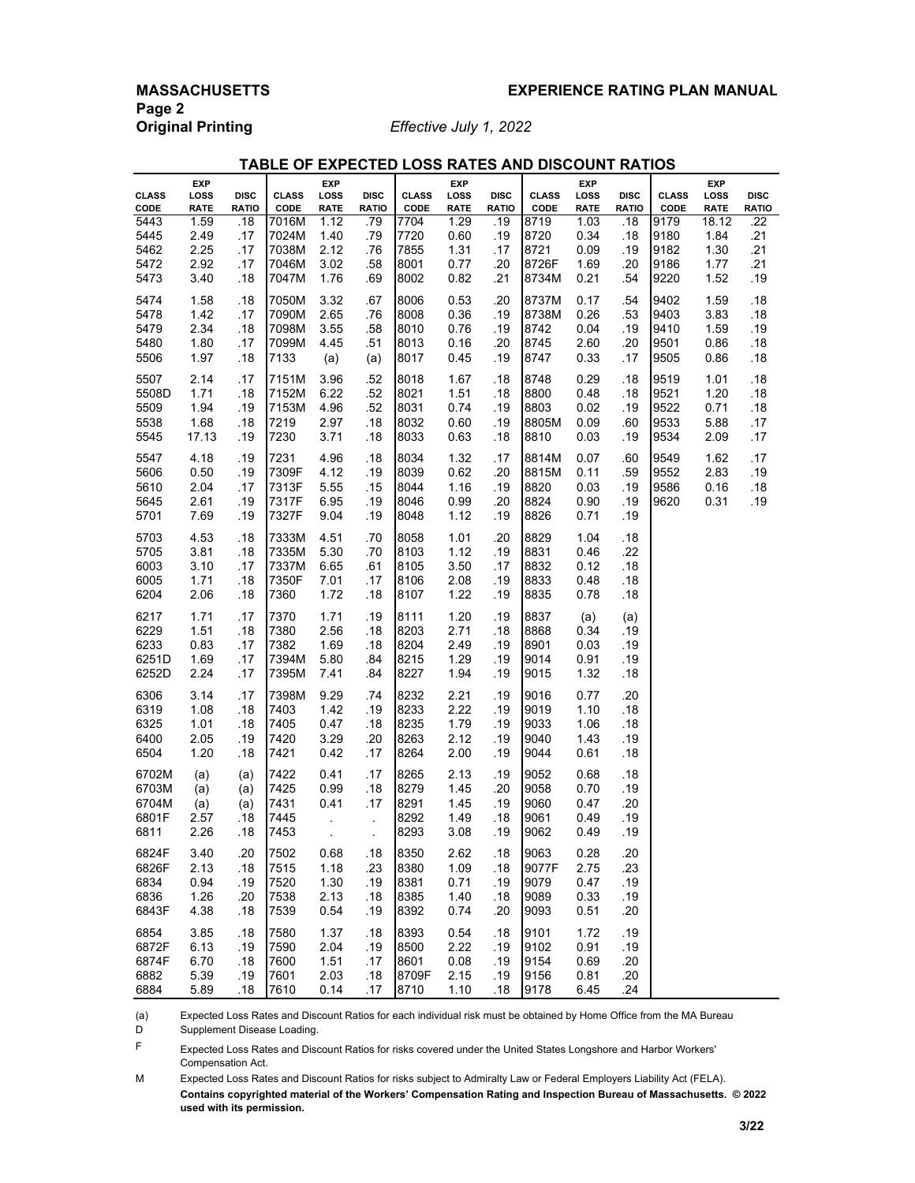## TABLE OF EXPECTED LOSS RATES AND DISCOUNT RATIOS

*Effective July 1, 2022*

| CLASS CODE | EXP LOSS RATE | DISC RATIO | CLASS CODE | EXP LOSS RATE | DISC RATIO | CLASS CODE | EXP LOSS RATE | DISC RATIO | CLASS CODE | EXP LOSS RATE | DISC RATIO | CLASS CODE | EXP LOSS RATE | DISC RATIO |
|---|---|---|---|---|---|---|---|---|---|---|---|---|---|---|
| 5443 | 1.59 | .18 | 7016M | 1.12 | .79 | 7704 | 1.29 | .19 | 8719 | 1.03 | .18 | 9179 | 18.12 | .22 |
| 5445 | 2.49 | .17 | 7024M | 1.40 | .79 | 7720 | 0.60 | .19 | 8720 | 0.34 | .18 | 9180 | 1.84 | .21 |
| 5462 | 2.25 | .17 | 7038M | 2.12 | .76 | 7855 | 1.31 | .17 | 8721 | 0.09 | .19 | 9182 | 1.30 | .21 |
| 5472 | 2.92 | .17 | 7046M | 3.02 | .58 | 8001 | 0.77 | .20 | 8726F | 1.69 | .20 | 9186 | 1.77 | .21 |
| 5473 | 3.40 | .18 | 7047M | 1.76 | .69 | 8002 | 0.82 | .21 | 8734M | 0.21 | .54 | 9220 | 1.52 | .19 |
| 5474 | 1.58 | .18 | 7050M | 3.32 | .67 | 8006 | 0.53 | .20 | 8737M | 0.17 | .54 | 9402 | 1.59 | .18 |
| 5478 | 1.42 | .17 | 7090M | 2.65 | .76 | 8008 | 0.36 | .19 | 8738M | 0.26 | .53 | 9403 | 3.83 | .18 |
| 5479 | 2.34 | .18 | 7098M | 3.55 | .58 | 8010 | 0.76 | .19 | 8742 | 0.04 | .19 | 9410 | 1.59 | .19 |
| 5480 | 1.80 | .17 | 7099M | 4.45 | .51 | 8013 | 0.16 | .20 | 8745 | 2.60 | .20 | 9501 | 0.86 | .18 |
| 5506 | 1.97 | .18 | 7133 | (a) | (a) | 8017 | 0.45 | .19 | 8747 | 0.33 | .17 | 9505 | 0.86 | .18 |
| 5507 | 2.14 | .17 | 7151M | 3.96 | .52 | 8018 | 1.67 | .18 | 8748 | 0.29 | .18 | 9519 | 1.01 | .18 |
| 5508D | 1.71 | .18 | 7152M | 6.22 | .52 | 8021 | 1.51 | .18 | 8800 | 0.48 | .18 | 9521 | 1.20 | .18 |
| 5509 | 1.94 | .19 | 7153M | 4.96 | .52 | 8031 | 0.74 | .19 | 8803 | 0.02 | .19 | 9522 | 0.71 | .18 |
| 5538 | 1.68 | .18 | 7219 | 2.97 | .18 | 8032 | 0.60 | .19 | 8805M | 0.09 | .60 | 9533 | 5.88 | .17 |
| 5545 | 17.13 | .19 | 7230 | 3.71 | .18 | 8033 | 0.63 | .18 | 8810 | 0.03 | .19 | 9534 | 2.09 | .17 |
| 5547 | 4.18 | .19 | 7231 | 4.96 | .18 | 8034 | 1.32 | .17 | 8814M | 0.07 | .60 | 9549 | 1.62 | .17 |
| 5606 | 0.50 | .19 | 7309F | 4.12 | .19 | 8039 | 0.62 | .20 | 8815M | 0.11 | .59 | 9552 | 2.83 | .19 |
| 5610 | 2.04 | .17 | 7313F | 5.55 | .15 | 8044 | 1.16 | .19 | 8820 | 0.03 | .19 | 9586 | 0.16 | .18 |
| 5645 | 2.61 | .19 | 7317F | 6.95 | .19 | 8046 | 0.99 | .20 | 8824 | 0.90 | .19 | 9620 | 0.31 | .19 |
| 5701 | 7.69 | .19 | 7327F | 9.04 | .19 | 8048 | 1.12 | .19 | 8826 | 0.71 | .19 | | | |
| 5703 | 4.53 | .18 | 7333M | 4.51 | .70 | 8058 | 1.01 | .20 | 8829 | 1.04 | .18 | | | |
| 5705 | 3.81 | .18 | 7335M | 5.30 | .70 | 8103 | 1.12 | .19 | 8831 | 0.46 | .22 | | | |
| 6003 | 3.10 | .17 | 7337M | 6.65 | .61 | 8105 | 3.50 | .17 | 8832 | 0.12 | .18 | | | |
| 6005 | 1.71 | .18 | 7350F | 7.01 | .17 | 8106 | 2.08 | .19 | 8833 | 0.48 | .18 | | | |
| 6204 | 2.06 | .18 | 7360 | 1.72 | .18 | 8107 | 1.22 | .19 | 8835 | 0.78 | .18 | | | |
| 6217 | 1.71 | .17 | 7370 | 1.71 | .19 | 8111 | 1.20 | .19 | 8837 | (a) | (a) | | | |
| 6229 | 1.51 | .18 | 7380 | 2.56 | .18 | 8203 | 2.71 | .18 | 8868 | 0.34 | .19 | | | |
| 6233 | 0.83 | .17 | 7382 | 1.69 | .18 | 8204 | 2.49 | .19 | 8901 | 0.03 | .19 | | | |
| 6251D | 1.69 | .17 | 7394M | 5.80 | .84 | 8215 | 1.29 | .19 | 9014 | 0.91 | .19 | | | |
| 6252D | 2.24 | .17 | 7395M | 7.41 | .84 | 8227 | 1.94 | .19 | 9015 | 1.32 | .18 | | | |
| 6306 | 3.14 | .17 | 7398M | 9.29 | .74 | 8232 | 2.21 | .19 | 9016 | 0.77 | .20 | | | |
| 6319 | 1.08 | .18 | 7403 | 1.42 | .19 | 8233 | 2.22 | .19 | 9019 | 1.10 | .18 | | | |
| 6325 | 1.01 | .18 | 7405 | 0.47 | .18 | 8235 | 1.79 | .19 | 9033 | 1.06 | .18 | | | |
| 6400 | 2.05 | .19 | 7420 | 3.29 | .20 | 8263 | 2.12 | .19 | 9040 | 1.43 | .19 | | | |
| 6504 | 1.20 | .18 | 7421 | 0.42 | .17 | 8264 | 2.00 | .19 | 9044 | 0.61 | .18 | | | |
| 6702M | (a) | (a) | 7422 | 0.41 | .17 | 8265 | 2.13 | .19 | 9052 | 0.68 | .18 | | | |
| 6703M | (a) | (a) | 7425 | 0.99 | .18 | 8279 | 1.45 | .20 | 9058 | 0.70 | .19 | | | |
| 6704M | (a) | (a) | 7431 | 0.41 | .17 | 8291 | 1.45 | .19 | 9060 | 0.47 | .20 | | | |
| 6801F | 2.57 | .18 | 7445 | . | . | 8292 | 1.49 | .18 | 9061 | 0.49 | .19 | | | |
| 6811 | 2.26 | .18 | 7453 | . | . | 8293 | 3.08 | .19 | 9062 | 0.49 | .19 | | | |
| 6824F | 3.40 | .20 | 7502 | 0.68 | .18 | 8350 | 2.62 | .18 | 9063 | 0.28 | .20 | | | |
| 6826F | 2.13 | .18 | 7515 | 1.18 | .23 | 8380 | 1.09 | .18 | 9077F | 2.75 | .23 | | | |
| 6834 | 0.94 | .19 | 7520 | 1.30 | .19 | 8381 | 0.71 | .19 | 9079 | 0.47 | .19 | | | |
| 6836 | 1.26 | .20 | 7538 | 2.13 | .18 | 8385 | 1.40 | .18 | 9089 | 0.33 | .19 | | | |
| 6843F | 4.38 | .18 | 7539 | 0.54 | .19 | 8392 | 0.74 | .20 | 9093 | 0.51 | .20 | | | |
| 6854 | 3.85 | .18 | 7580 | 1.37 | .18 | 8393 | 0.54 | .18 | 9101 | 1.72 | .19 | | | |
| 6872F | 6.13 | .19 | 7590 | 2.04 | .19 | 8500 | 2.22 | .19 | 9102 | 0.91 | .19 | | | |
| 6874F | 6.70 | .18 | 7600 | 1.51 | .17 | 8601 | 0.08 | .19 | 9154 | 0.69 | .20 | | | |
| 6882 | 5.39 | .19 | 7601 | 2.03 | .18 | 8709F | 2.15 | .19 | 9156 | 0.81 | .20 | | | |
| 6884 | 5.89 | .18 | 7610 | 0.14 | .17 | 8710 | 1.10 | .18 | 9178 | 6.45 | .24 | | | |

(a) Expected Loss Rates and Discount Ratios for each individual risk must be obtained by Home Office from the MA Bureau

D Supplement Disease Loading.

F Expected Loss Rates and Discount Ratios for risks covered under the United States Longshore and Harbor Workers' Compensation Act.

M Expected Loss Rates and Discount Ratios for risks subject to Admiralty Law or Federal Employers Liability Act (FELA).

**Contains copyrighted material of the Workers' Compensation Rating and Inspection Bureau of Massachusetts. © 2022 used with its permission.**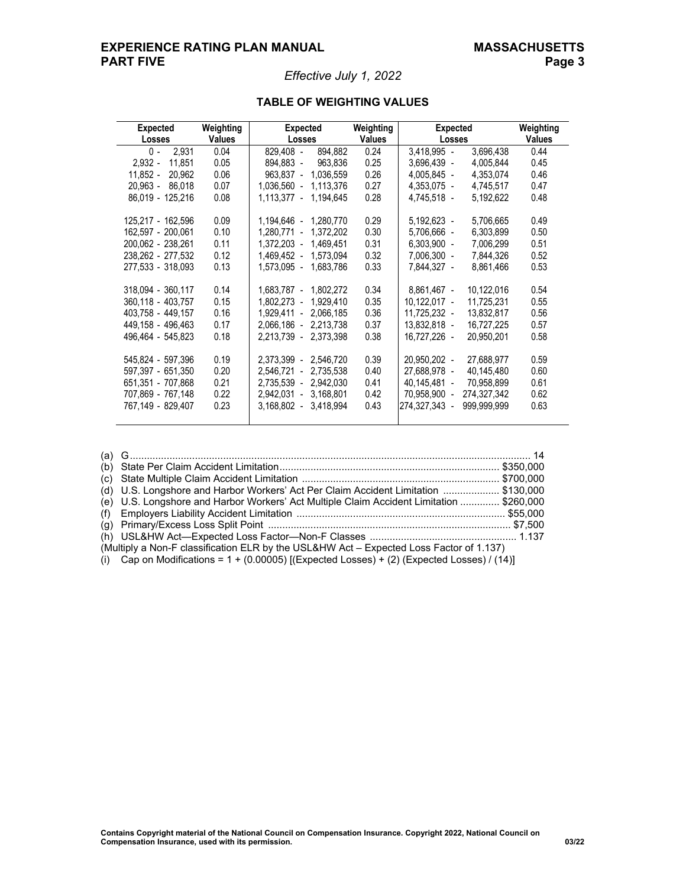*Effective July 1, 2022*

## TABLE OF WEIGHTING VALUES

| Expected Losses | Weighting Values | Expected Losses | Weighting Values | Expected Losses | Weighting Values |
|---|---|---|---|---|---|
| 0 - 2,931 | 0.04 | 829,408 - 894,882 | 0.24 | 3,418,995 - 3,696,438 | 0.44 |
| 2,932 - 11,851 | 0.05 | 894,883 - 963,836 | 0.25 | 3,696,439 - 4,005,844 | 0.45 |
| 11,852 - 20,962 | 0.06 | 963,837 - 1,036,559 | 0.26 | 4,005,845 - 4,353,074 | 0.46 |
| 20,963 - 86,018 | 0.07 | 1,036,560 - 1,113,376 | 0.27 | 4,353,075 - 4,745,517 | 0.47 |
| 86,019 - 125,216 | 0.08 | 1,113,377 - 1,194,645 | 0.28 | 4,745,518 - 5,192,622 | 0.48 |
| 125,217 - 162,596 | 0.09 | 1,194,646 - 1,280,770 | 0.29 | 5,192,623 - 5,706,665 | 0.49 |
| 162,597 - 200,061 | 0.10 | 1,280,771 - 1,372,202 | 0.30 | 5,706,666 - 6,303,899 | 0.50 |
| 200,062 - 238,261 | 0.11 | 1,372,203 - 1,469,451 | 0.31 | 6,303,900 - 7,006,299 | 0.51 |
| 238,262 - 277,532 | 0.12 | 1,469,452 - 1,573,094 | 0.32 | 7,006,300 - 7,844,326 | 0.52 |
| 277,533 - 318,093 | 0.13 | 1,573,095 - 1,683,786 | 0.33 | 7,844,327 - 8,861,466 | 0.53 |
| 318,094 - 360,117 | 0.14 | 1,683,787 - 1,802,272 | 0.34 | 8,861,467 - 10,122,016 | 0.54 |
| 360,118 - 403,757 | 0.15 | 1,802,273 - 1,929,410 | 0.35 | 10,122,017 - 11,725,231 | 0.55 |
| 403,758 - 449,157 | 0.16 | 1,929,411 - 2,066,185 | 0.36 | 11,725,232 - 13,832,817 | 0.56 |
| 449,158 - 496,463 | 0.17 | 2,066,186 - 2,213,738 | 0.37 | 13,832,818 - 16,727,225 | 0.57 |
| 496,464 - 545,823 | 0.18 | 2,213,739 - 2,373,398 | 0.38 | 16,727,226 - 20,950,201 | 0.58 |
| 545,824 - 597,396 | 0.19 | 2,373,399 - 2,546,720 | 0.39 | 20,950,202 - 27,688,977 | 0.59 |
| 597,397 - 651,350 | 0.20 | 2,546,721 - 2,735,538 | 0.40 | 27,688,978 - 40,145,480 | 0.60 |
| 651,351 - 707,868 | 0.21 | 2,735,539 - 2,942,030 | 0.41 | 40,145,481 - 70,958,899 | 0.61 |
| 707,869 - 767,148 | 0.22 | 2,942,031 - 3,168,801 | 0.42 | 70,958,900 - 274,327,342 | 0.62 |
| 767,149 - 829,407 | 0.23 | 3,168,802 - 3,418,994 | 0.43 | 274,327,343 - 999,999,999 | 0.63 |

(a) G............................................................................................................................................ 14
(b) State Per Claim Accident Limitation............................................................................. $350,000
(c) State Multiple Claim Accident Limitation ..................................................................... $700,000
(d) U.S. Longshore and Harbor Workers' Act Per Claim Accident Limitation .................... $130,000
(e) U.S. Longshore and Harbor Workers' Act Multiple Claim Accident Limitation .............. $260,000
(f) Employers Liability Accident Limitation ......................................................................... $55,000
(g) Primary/Excess Loss Split Point ..................................................................................... $7,500
(h) USL&HW Act—Expected Loss Factor—Non-F Classes ................................................... 1.137
(Multiply a Non-F classification ELR by the USL&HW Act – Expected Loss Factor of 1.137)
(i) Cap on Modifications = 1 + (0.00005) [(Expected Losses) + (2) (Expected Losses) / (14)]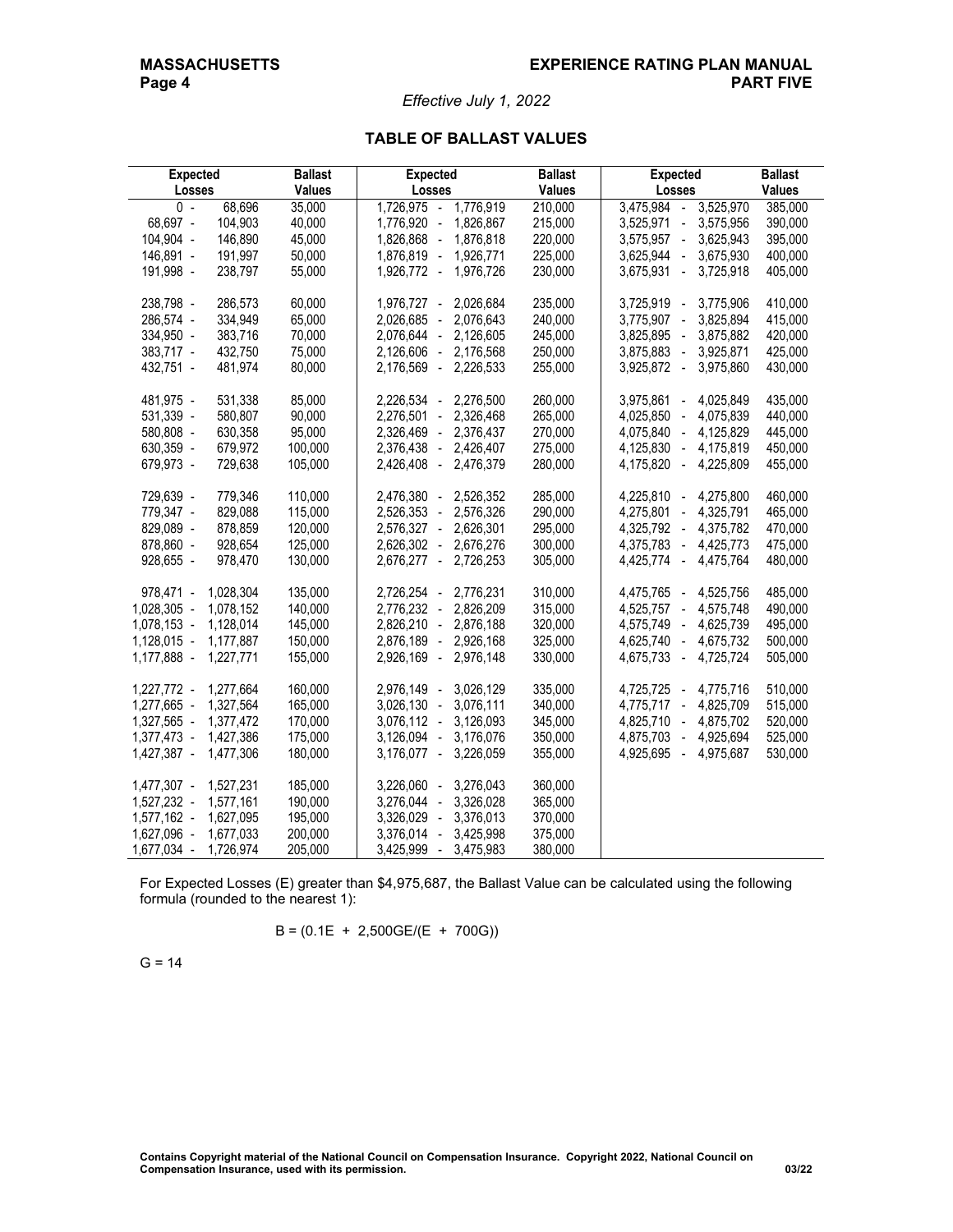*Effective July 1, 2022*

## TABLE OF BALLAST VALUES

| Expected Losses | Ballast Values | Expected Losses | Ballast Values | Expected Losses | Ballast Values |
|---|---|---|---|---|---|
| 0 - 68,696 | 35,000 | 1,726,975 - 1,776,919 | 210,000 | 3,475,984 - 3,525,970 | 385,000 |
| 68,697 - 104,903 | 40,000 | 1,776,920 - 1,826,867 | 215,000 | 3,525,971 - 3,575,956 | 390,000 |
| 104,904 - 146,890 | 45,000 | 1,826,868 - 1,876,818 | 220,000 | 3,575,957 - 3,625,943 | 395,000 |
| 146,891 - 191,997 | 50,000 | 1,876,819 - 1,926,771 | 225,000 | 3,625,944 - 3,675,930 | 400,000 |
| 191,998 - 238,797 | 55,000 | 1,926,772 - 1,976,726 | 230,000 | 3,675,931 - 3,725,918 | 405,000 |
| 238,798 - 286,573 | 60,000 | 1,976,727 - 2,026,684 | 235,000 | 3,725,919 - 3,775,906 | 410,000 |
| 286,574 - 334,949 | 65,000 | 2,026,685 - 2,076,643 | 240,000 | 3,775,907 - 3,825,894 | 415,000 |
| 334,950 - 383,716 | 70,000 | 2,076,644 - 2,126,605 | 245,000 | 3,825,895 - 3,875,882 | 420,000 |
| 383,717 - 432,750 | 75,000 | 2,126,606 - 2,176,568 | 250,000 | 3,875,883 - 3,925,871 | 425,000 |
| 432,751 - 481,974 | 80,000 | 2,176,569 - 2,226,533 | 255,000 | 3,925,872 - 3,975,860 | 430,000 |
| 481,975 - 531,338 | 85,000 | 2,226,534 - 2,276,500 | 260,000 | 3,975,861 - 4,025,849 | 435,000 |
| 531,339 - 580,807 | 90,000 | 2,276,501 - 2,326,468 | 265,000 | 4,025,850 - 4,075,839 | 440,000 |
| 580,808 - 630,358 | 95,000 | 2,326,469 - 2,376,437 | 270,000 | 4,075,840 - 4,125,829 | 445,000 |
| 630,359 - 679,972 | 100,000 | 2,376,438 - 2,426,407 | 275,000 | 4,125,830 - 4,175,819 | 450,000 |
| 679,973 - 729,638 | 105,000 | 2,426,408 - 2,476,379 | 280,000 | 4,175,820 - 4,225,809 | 455,000 |
| 729,639 - 779,346 | 110,000 | 2,476,380 - 2,526,352 | 285,000 | 4,225,810 - 4,275,800 | 460,000 |
| 779,347 - 829,088 | 115,000 | 2,526,353 - 2,576,326 | 290,000 | 4,275,801 - 4,325,791 | 465,000 |
| 829,089 - 878,859 | 120,000 | 2,576,327 - 2,626,301 | 295,000 | 4,325,792 - 4,375,782 | 470,000 |
| 878,860 - 928,654 | 125,000 | 2,626,302 - 2,676,276 | 300,000 | 4,375,783 - 4,425,773 | 475,000 |
| 928,655 - 978,470 | 130,000 | 2,676,277 - 2,726,253 | 305,000 | 4,425,774 - 4,475,764 | 480,000 |
| 978,471 - 1,028,304 | 135,000 | 2,726,254 - 2,776,231 | 310,000 | 4,475,765 - 4,525,756 | 485,000 |
| 1,028,305 - 1,078,152 | 140,000 | 2,776,232 - 2,826,209 | 315,000 | 4,525,757 - 4,575,748 | 490,000 |
| 1,078,153 - 1,128,014 | 145,000 | 2,826,210 - 2,876,188 | 320,000 | 4,575,749 - 4,625,739 | 495,000 |
| 1,128,015 - 1,177,887 | 150,000 | 2,876,189 - 2,926,168 | 325,000 | 4,625,740 - 4,675,732 | 500,000 |
| 1,177,888 - 1,227,771 | 155,000 | 2,926,169 - 2,976,148 | 330,000 | 4,675,733 - 4,725,724 | 505,000 |
| 1,227,772 - 1,277,664 | 160,000 | 2,976,149 - 3,026,129 | 335,000 | 4,725,725 - 4,775,716 | 510,000 |
| 1,277,665 - 1,327,564 | 165,000 | 3,026,130 - 3,076,111 | 340,000 | 4,775,717 - 4,825,709 | 515,000 |
| 1,327,565 - 1,377,472 | 170,000 | 3,076,112 - 3,126,093 | 345,000 | 4,825,710 - 4,875,702 | 520,000 |
| 1,377,473 - 1,427,386 | 175,000 | 3,126,094 - 3,176,076 | 350,000 | 4,875,703 - 4,925,694 | 525,000 |
| 1,427,387 - 1,477,306 | 180,000 | 3,176,077 - 3,226,059 | 355,000 | 4,925,695 - 4,975,687 | 530,000 |
| 1,477,307 - 1,527,231 | 185,000 | 3,226,060 - 3,276,043 | 360,000 | | |
| 1,527,232 - 1,577,161 | 190,000 | 3,276,044 - 3,326,028 | 365,000 | | |
| 1,577,162 - 1,627,095 | 195,000 | 3,326,029 - 3,376,013 | 370,000 | | |
| 1,627,096 - 1,677,033 | 200,000 | 3,376,014 - 3,425,998 | 375,000 | | |
| 1,677,034 - 1,726,974 | 205,000 | 3,425,999 - 3,475,983 | 380,000 | | |

For Expected Losses (E) greater than $4,975,687, the Ballast Value can be calculated using the following formula (rounded to the nearest 1):

$$B = (0.1E + 2{,}500GE/(E + 700G))$$

$G = 14$

**Contains Copyright material of the National Council on Compensation Insurance. Copyright 2022, National Council on Compensation Insurance, used with its permission.**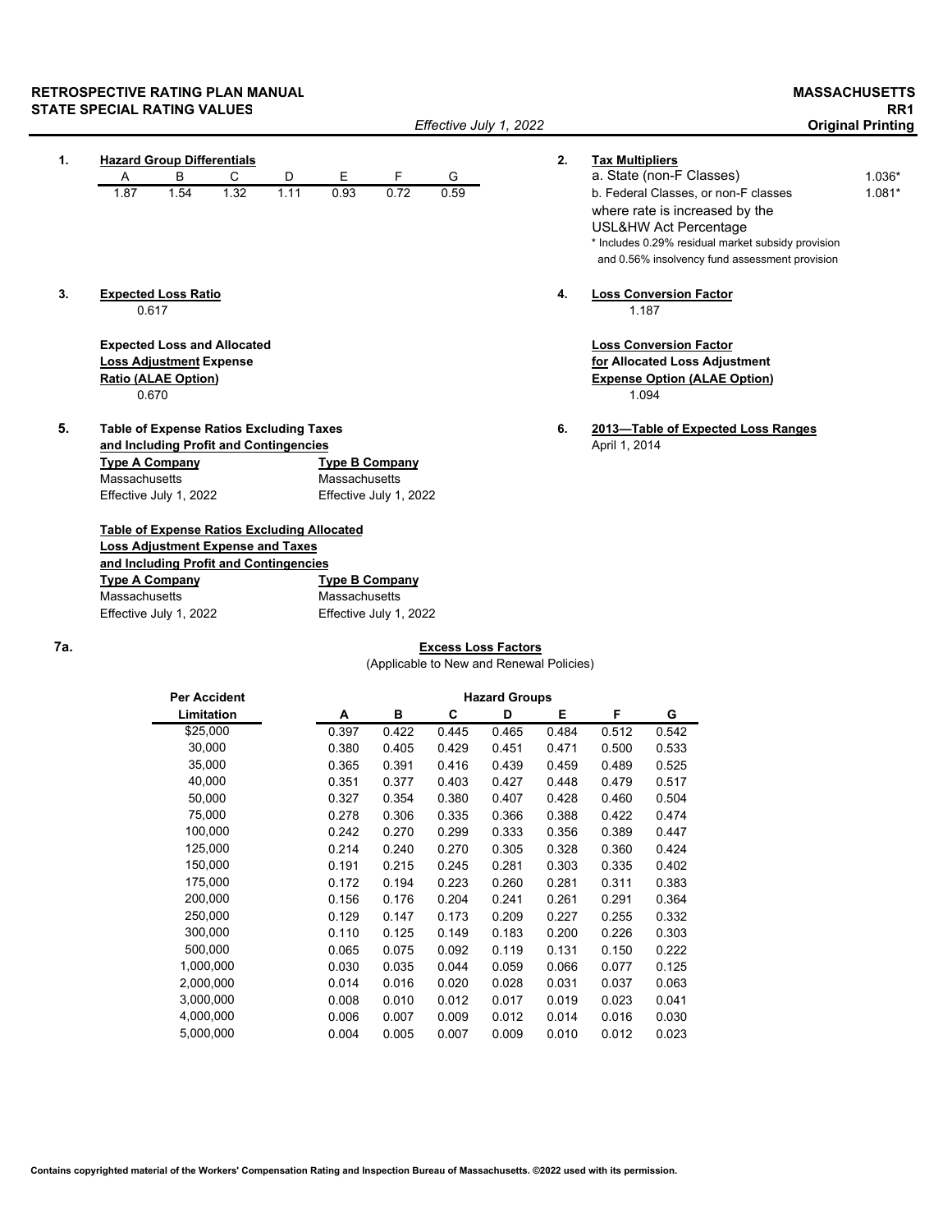**RETROSPECTIVE RATING PLAN MANUAL**
**STATE SPECIAL RATING VALUES**

**MASSACHUSETTS**
**RR1**
**Original Printing**

*Effective July 1, 2022*

**1. Hazard Group Differentials**

| A | B | C | D | E | F | G |
|---|---|---|---|---|---|---|
| 1.87 | 1.54 | 1.32 | 1.11 | 0.93 | 0.72 | 0.59 |

**2. Tax Multipliers**

a. State (non-F Classes) 1.036*

b. Federal Classes, or non-F classes where rate is increased by the USL&HW Act Percentage 1.081*

\* Includes 0.29% residual market subsidy provision and 0.56% insolvency fund assessment provision

**3. Expected Loss Ratio**

0.617

**Expected Loss and Allocated Loss Adjustment Expense Ratio (ALAE Option)**

0.670

**4. Loss Conversion Factor**

1.187

**Loss Conversion Factor for Allocated Loss Adjustment Expense Option (ALAE Option)**

1.094

**5. Table of Expense Ratios Excluding Taxes and Including Profit and Contingencies**

| Type A Company | Type B Company |
|---|---|
| Massachusetts | Massachusetts |
| Effective July 1, 2022 | Effective July 1, 2022 |

**Table of Expense Ratios Excluding Allocated Loss Adjustment Expense and Taxes and Including Profit and Contingencies**

| Type A Company | Type B Company |
|---|---|
| Massachusetts | Massachusetts |
| Effective July 1, 2022 | Effective July 1, 2022 |

**6. 2013—Table of Expected Loss Ranges**

April 1, 2014

**7a. Excess Loss Factors**

(Applicable to New and Renewal Policies)

| Per Accident Limitation | Hazard Groups | | | | | | |
|---|---|---|---|---|---|---|---|
| | A | B | C | D | E | F | G |
| $25,000 | 0.397 | 0.422 | 0.445 | 0.465 | 0.484 | 0.512 | 0.542 |
| 30,000 | 0.380 | 0.405 | 0.429 | 0.451 | 0.471 | 0.500 | 0.533 |
| 35,000 | 0.365 | 0.391 | 0.416 | 0.439 | 0.459 | 0.489 | 0.525 |
| 40,000 | 0.351 | 0.377 | 0.403 | 0.427 | 0.448 | 0.479 | 0.517 |
| 50,000 | 0.327 | 0.354 | 0.380 | 0.407 | 0.428 | 0.460 | 0.504 |
| 75,000 | 0.278 | 0.306 | 0.335 | 0.366 | 0.388 | 0.422 | 0.474 |
| 100,000 | 0.242 | 0.270 | 0.299 | 0.333 | 0.356 | 0.389 | 0.447 |
| 125,000 | 0.214 | 0.240 | 0.270 | 0.305 | 0.328 | 0.360 | 0.424 |
| 150,000 | 0.191 | 0.215 | 0.245 | 0.281 | 0.303 | 0.335 | 0.402 |
| 175,000 | 0.172 | 0.194 | 0.223 | 0.260 | 0.281 | 0.311 | 0.383 |
| 200,000 | 0.156 | 0.176 | 0.204 | 0.241 | 0.261 | 0.291 | 0.364 |
| 250,000 | 0.129 | 0.147 | 0.173 | 0.209 | 0.227 | 0.255 | 0.332 |
| 300,000 | 0.110 | 0.125 | 0.149 | 0.183 | 0.200 | 0.226 | 0.303 |
| 500,000 | 0.065 | 0.075 | 0.092 | 0.119 | 0.131 | 0.150 | 0.222 |
| 1,000,000 | 0.030 | 0.035 | 0.044 | 0.059 | 0.066 | 0.077 | 0.125 |
| 2,000,000 | 0.014 | 0.016 | 0.020 | 0.028 | 0.031 | 0.037 | 0.063 |
| 3,000,000 | 0.008 | 0.010 | 0.012 | 0.017 | 0.019 | 0.023 | 0.041 |
| 4,000,000 | 0.006 | 0.007 | 0.009 | 0.012 | 0.014 | 0.016 | 0.030 |
| 5,000,000 | 0.004 | 0.005 | 0.007 | 0.009 | 0.010 | 0.012 | 0.023 |

**Contains copyrighted material of the Workers' Compensation Rating and Inspection Bureau of Massachusetts. ©2022 used with its permission.**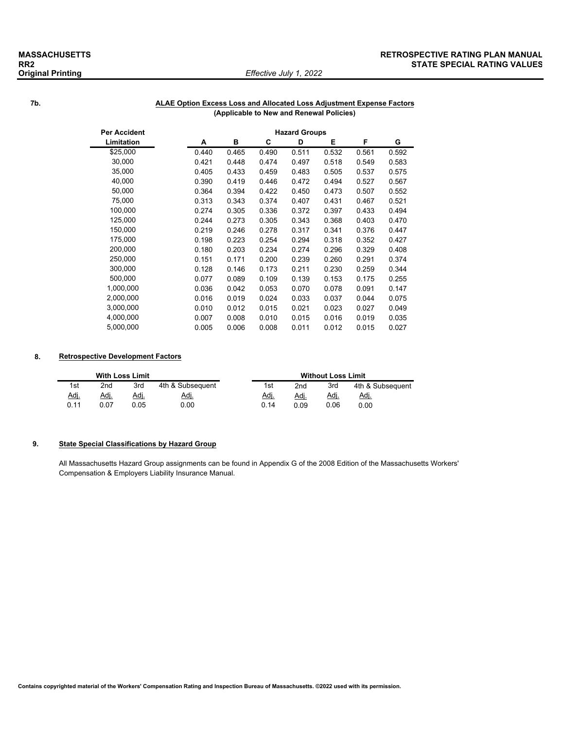**7b.** **ALAE Option Excess Loss and Allocated Loss Adjustment Expense Factors**
**(Applicable to New and Renewal Policies)**

| Per Accident Limitation | Hazard Groups A | B | C | D | E | F | G |
|---|---|---|---|---|---|---|---|
| $25,000 | 0.440 | 0.465 | 0.490 | 0.511 | 0.532 | 0.561 | 0.592 |
| 30,000 | 0.421 | 0.448 | 0.474 | 0.497 | 0.518 | 0.549 | 0.583 |
| 35,000 | 0.405 | 0.433 | 0.459 | 0.483 | 0.505 | 0.537 | 0.575 |
| 40,000 | 0.390 | 0.419 | 0.446 | 0.472 | 0.494 | 0.527 | 0.567 |
| 50,000 | 0.364 | 0.394 | 0.422 | 0.450 | 0.473 | 0.507 | 0.552 |
| 75,000 | 0.313 | 0.343 | 0.374 | 0.407 | 0.431 | 0.467 | 0.521 |
| 100,000 | 0.274 | 0.305 | 0.336 | 0.372 | 0.397 | 0.433 | 0.494 |
| 125,000 | 0.244 | 0.273 | 0.305 | 0.343 | 0.368 | 0.403 | 0.470 |
| 150,000 | 0.219 | 0.246 | 0.278 | 0.317 | 0.341 | 0.376 | 0.447 |
| 175,000 | 0.198 | 0.223 | 0.254 | 0.294 | 0.318 | 0.352 | 0.427 |
| 200,000 | 0.180 | 0.203 | 0.234 | 0.274 | 0.296 | 0.329 | 0.408 |
| 250,000 | 0.151 | 0.171 | 0.200 | 0.239 | 0.260 | 0.291 | 0.374 |
| 300,000 | 0.128 | 0.146 | 0.173 | 0.211 | 0.230 | 0.259 | 0.344 |
| 500,000 | 0.077 | 0.089 | 0.109 | 0.139 | 0.153 | 0.175 | 0.255 |
| 1,000,000 | 0.036 | 0.042 | 0.053 | 0.070 | 0.078 | 0.091 | 0.147 |
| 2,000,000 | 0.016 | 0.019 | 0.024 | 0.033 | 0.037 | 0.044 | 0.075 |
| 3,000,000 | 0.010 | 0.012 | 0.015 | 0.021 | 0.023 | 0.027 | 0.049 |
| 4,000,000 | 0.007 | 0.008 | 0.010 | 0.015 | 0.016 | 0.019 | 0.035 |
| 5,000,000 | 0.005 | 0.006 | 0.008 | 0.011 | 0.012 | 0.015 | 0.027 |

**8.** **Retrospective Development Factors**

| With Loss Limit | | | | Without Loss Limit | | | |
|---|---|---|---|---|---|---|---|
| 1st Adj. | 2nd Adj. | 3rd Adj. | 4th & Subsequent Adj. | 1st Adj. | 2nd Adj. | 3rd Adj. | 4th & Subsequent Adj. |
| 0.11 | 0.07 | 0.05 | 0.00 | 0.14 | 0.09 | 0.06 | 0.00 |

**9.** **State Special Classifications by Hazard Group**

All Massachusetts Hazard Group assignments can be found in Appendix G of the 2008 Edition of the Massachusetts Workers' Compensation & Employers Liability Insurance Manual.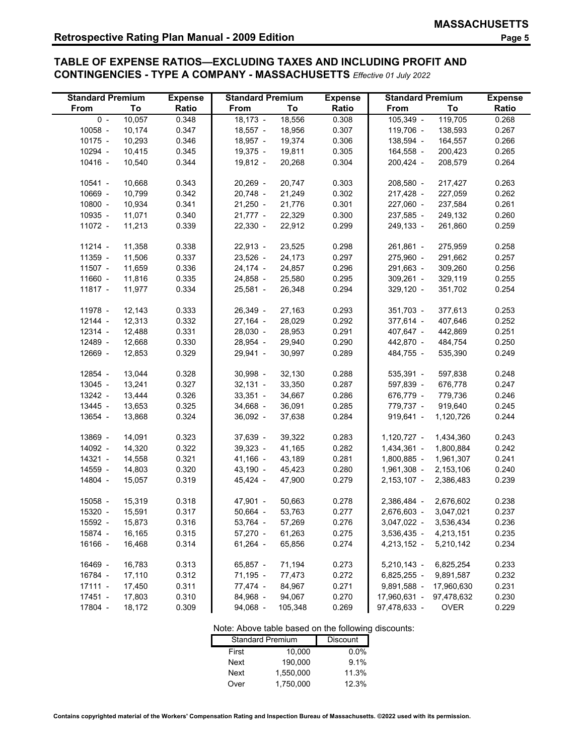## TABLE OF EXPENSE RATIOS—EXCLUDING TAXES AND INCLUDING PROFIT AND CONTINGENCIES - TYPE A COMPANY - MASSACHUSETTS *Effective 01 July 2022*

| Standard Premium From | To | Expense Ratio | Standard Premium From | To | Expense Ratio | Standard Premium From | To | Expense Ratio |
|---|---|---|---|---|---|---|---|---|
| 0 - | 10,057 | 0.348 | 18,173 - | 18,556 | 0.308 | 105,349 - | 119,705 | 0.268 |
| 10058 - | 10,174 | 0.347 | 18,557 - | 18,956 | 0.307 | 119,706 - | 138,593 | 0.267 |
| 10175 - | 10,293 | 0.346 | 18,957 - | 19,374 | 0.306 | 138,594 - | 164,557 | 0.266 |
| 10294 - | 10,415 | 0.345 | 19,375 - | 19,811 | 0.305 | 164,558 - | 200,423 | 0.265 |
| 10416 - | 10,540 | 0.344 | 19,812 - | 20,268 | 0.304 | 200,424 - | 208,579 | 0.264 |
| 10541 - | 10,668 | 0.343 | 20,269 - | 20,747 | 0.303 | 208,580 - | 217,427 | 0.263 |
| 10669 - | 10,799 | 0.342 | 20,748 - | 21,249 | 0.302 | 217,428 - | 227,059 | 0.262 |
| 10800 - | 10,934 | 0.341 | 21,250 - | 21,776 | 0.301 | 227,060 - | 237,584 | 0.261 |
| 10935 - | 11,071 | 0.340 | 21,777 - | 22,329 | 0.300 | 237,585 - | 249,132 | 0.260 |
| 11072 - | 11,213 | 0.339 | 22,330 - | 22,912 | 0.299 | 249,133 - | 261,860 | 0.259 |
| 11214 - | 11,358 | 0.338 | 22,913 - | 23,525 | 0.298 | 261,861 - | 275,959 | 0.258 |
| 11359 - | 11,506 | 0.337 | 23,526 - | 24,173 | 0.297 | 275,960 - | 291,662 | 0.257 |
| 11507 - | 11,659 | 0.336 | 24,174 - | 24,857 | 0.296 | 291,663 - | 309,260 | 0.256 |
| 11660 - | 11,816 | 0.335 | 24,858 - | 25,580 | 0.295 | 309,261 - | 329,119 | 0.255 |
| 11817 - | 11,977 | 0.334 | 25,581 - | 26,348 | 0.294 | 329,120 - | 351,702 | 0.254 |
| 11978 - | 12,143 | 0.333 | 26,349 - | 27,163 | 0.293 | 351,703 - | 377,613 | 0.253 |
| 12144 - | 12,313 | 0.332 | 27,164 - | 28,029 | 0.292 | 377,614 - | 407,646 | 0.252 |
| 12314 - | 12,488 | 0.331 | 28,030 - | 28,953 | 0.291 | 407,647 - | 442,869 | 0.251 |
| 12489 - | 12,668 | 0.330 | 28,954 - | 29,940 | 0.290 | 442,870 - | 484,754 | 0.250 |
| 12669 - | 12,853 | 0.329 | 29,941 - | 30,997 | 0.289 | 484,755 - | 535,390 | 0.249 |
| 12854 - | 13,044 | 0.328 | 30,998 - | 32,130 | 0.288 | 535,391 - | 597,838 | 0.248 |
| 13045 - | 13,241 | 0.327 | 32,131 - | 33,350 | 0.287 | 597,839 - | 676,778 | 0.247 |
| 13242 - | 13,444 | 0.326 | 33,351 - | 34,667 | 0.286 | 676,779 - | 779,736 | 0.246 |
| 13445 - | 13,653 | 0.325 | 34,668 - | 36,091 | 0.285 | 779,737 - | 919,640 | 0.245 |
| 13654 - | 13,868 | 0.324 | 36,092 - | 37,638 | 0.284 | 919,641 - | 1,120,726 | 0.244 |
| 13869 - | 14,091 | 0.323 | 37,639 - | 39,322 | 0.283 | 1,120,727 - | 1,434,360 | 0.243 |
| 14092 - | 14,320 | 0.322 | 39,323 - | 41,165 | 0.282 | 1,434,361 - | 1,800,884 | 0.242 |
| 14321 - | 14,558 | 0.321 | 41,166 - | 43,189 | 0.281 | 1,800,885 - | 1,961,307 | 0.241 |
| 14559 - | 14,803 | 0.320 | 43,190 - | 45,423 | 0.280 | 1,961,308 - | 2,153,106 | 0.240 |
| 14804 - | 15,057 | 0.319 | 45,424 - | 47,900 | 0.279 | 2,153,107 - | 2,386,483 | 0.239 |
| 15058 - | 15,319 | 0.318 | 47,901 - | 50,663 | 0.278 | 2,386,484 - | 2,676,602 | 0.238 |
| 15320 - | 15,591 | 0.317 | 50,664 - | 53,763 | 0.277 | 2,676,603 - | 3,047,021 | 0.237 |
| 15592 - | 15,873 | 0.316 | 53,764 - | 57,269 | 0.276 | 3,047,022 - | 3,536,434 | 0.236 |
| 15874 - | 16,165 | 0.315 | 57,270 - | 61,263 | 0.275 | 3,536,435 - | 4,213,151 | 0.235 |
| 16166 - | 16,468 | 0.314 | 61,264 - | 65,856 | 0.274 | 4,213,152 - | 5,210,142 | 0.234 |
| 16469 - | 16,783 | 0.313 | 65,857 - | 71,194 | 0.273 | 5,210,143 - | 6,825,254 | 0.233 |
| 16784 - | 17,110 | 0.312 | 71,195 - | 77,473 | 0.272 | 6,825,255 - | 9,891,587 | 0.232 |
| 17111 - | 17,450 | 0.311 | 77,474 - | 84,967 | 0.271 | 9,891,588 - | 17,960,630 | 0.231 |
| 17451 - | 17,803 | 0.310 | 84,968 - | 94,067 | 0.270 | 17,960,631 - | 97,478,632 | 0.230 |
| 17804 - | 18,172 | 0.309 | 94,068 - | 105,348 | 0.269 | 97,478,633 - | OVER | 0.229 |

Note: Above table based on the following discounts:

| Standard Premium | | Discount |
|---|---|---|
| First | 10,000 | 0.0% |
| Next | 190,000 | 9.1% |
| Next | 1,550,000 | 11.3% |
| Over | 1,750,000 | 12.3% |

**Contains copyrighted material of the Workers' Compensation Rating and Inspection Bureau of Massachusetts. ©2022 used with its permission.**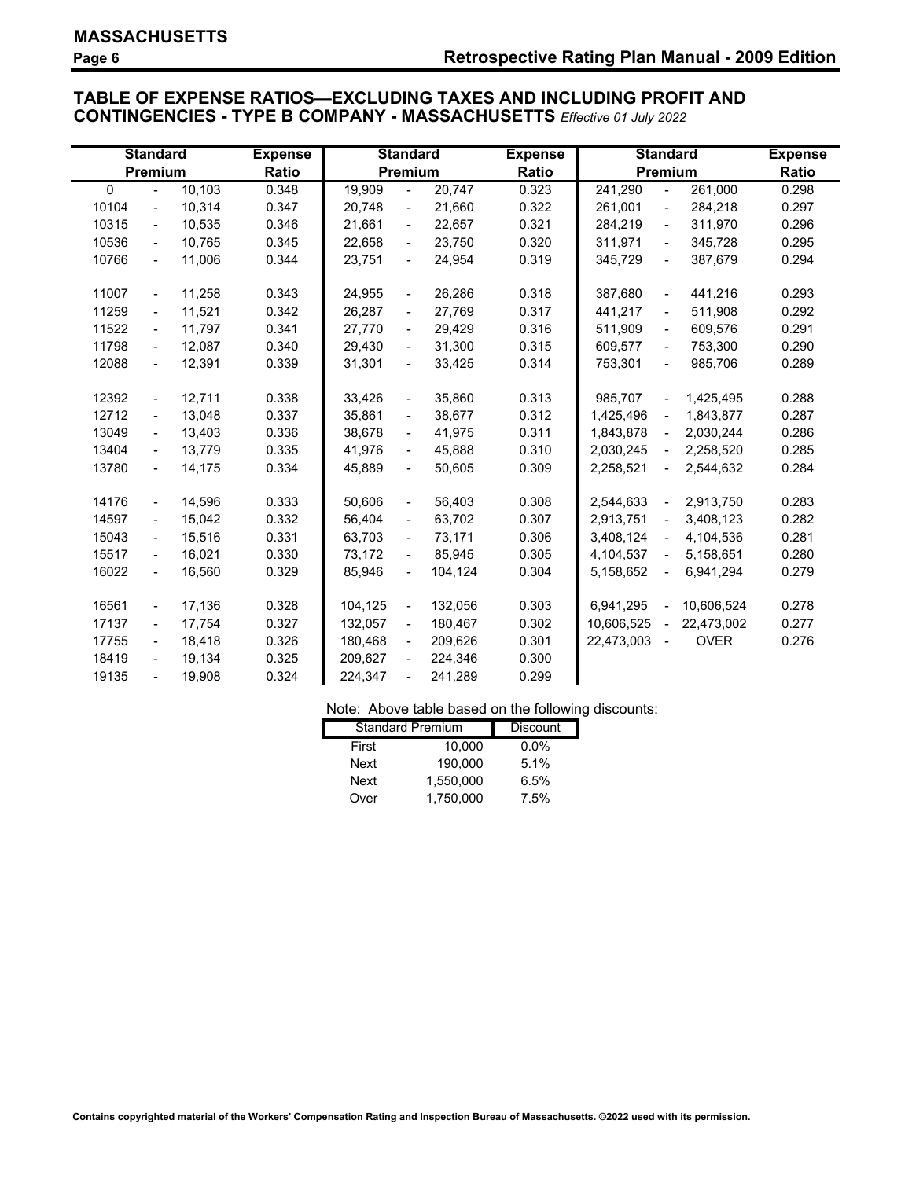## TABLE OF EXPENSE RATIOS—EXCLUDING TAXES AND INCLUDING PROFIT AND CONTINGENCIES - TYPE B COMPANY - MASSACHUSETTS *Effective 01 July 2022*

| Standard Premium | | | Expense Ratio | Standard Premium | | | Expense Ratio | Standard Premium | | | Expense Ratio |
|---|---|---|---|---|---|---|---|---|---|---|---|
| 0 | - | 10,103 | 0.348 | 19,909 | - | 20,747 | 0.323 | 241,290 | - | 261,000 | 0.298 |
| 10104 | - | 10,314 | 0.347 | 20,748 | - | 21,660 | 0.322 | 261,001 | - | 284,218 | 0.297 |
| 10315 | - | 10,535 | 0.346 | 21,661 | - | 22,657 | 0.321 | 284,219 | - | 311,970 | 0.296 |
| 10536 | - | 10,765 | 0.345 | 22,658 | - | 23,750 | 0.320 | 311,971 | - | 345,728 | 0.295 |
| 10766 | - | 11,006 | 0.344 | 23,751 | - | 24,954 | 0.319 | 345,729 | - | 387,679 | 0.294 |
| 11007 | - | 11,258 | 0.343 | 24,955 | - | 26,286 | 0.318 | 387,680 | - | 441,216 | 0.293 |
| 11259 | - | 11,521 | 0.342 | 26,287 | - | 27,769 | 0.317 | 441,217 | - | 511,908 | 0.292 |
| 11522 | - | 11,797 | 0.341 | 27,770 | - | 29,429 | 0.316 | 511,909 | - | 609,576 | 0.291 |
| 11798 | - | 12,087 | 0.340 | 29,430 | - | 31,300 | 0.315 | 609,577 | - | 753,300 | 0.290 |
| 12088 | - | 12,391 | 0.339 | 31,301 | - | 33,425 | 0.314 | 753,301 | - | 985,706 | 0.289 |
| 12392 | - | 12,711 | 0.338 | 33,426 | - | 35,860 | 0.313 | 985,707 | - | 1,425,495 | 0.288 |
| 12712 | - | 13,048 | 0.337 | 35,861 | - | 38,677 | 0.312 | 1,425,496 | - | 1,843,877 | 0.287 |
| 13049 | - | 13,403 | 0.336 | 38,678 | - | 41,975 | 0.311 | 1,843,878 | - | 2,030,244 | 0.286 |
| 13404 | - | 13,779 | 0.335 | 41,976 | - | 45,888 | 0.310 | 2,030,245 | - | 2,258,520 | 0.285 |
| 13780 | - | 14,175 | 0.334 | 45,889 | - | 50,605 | 0.309 | 2,258,521 | - | 2,544,632 | 0.284 |
| 14176 | - | 14,596 | 0.333 | 50,606 | - | 56,403 | 0.308 | 2,544,633 | - | 2,913,750 | 0.283 |
| 14597 | - | 15,042 | 0.332 | 56,404 | - | 63,702 | 0.307 | 2,913,751 | - | 3,408,123 | 0.282 |
| 15043 | - | 15,516 | 0.331 | 63,703 | - | 73,171 | 0.306 | 3,408,124 | - | 4,104,536 | 0.281 |
| 15517 | - | 16,021 | 0.330 | 73,172 | - | 85,945 | 0.305 | 4,104,537 | - | 5,158,651 | 0.280 |
| 16022 | - | 16,560 | 0.329 | 85,946 | - | 104,124 | 0.304 | 5,158,652 | - | 6,941,294 | 0.279 |
| 16561 | - | 17,136 | 0.328 | 104,125 | - | 132,056 | 0.303 | 6,941,295 | - | 10,606,524 | 0.278 |
| 17137 | - | 17,754 | 0.327 | 132,057 | - | 180,467 | 0.302 | 10,606,525 | - | 22,473,002 | 0.277 |
| 17755 | - | 18,418 | 0.326 | 180,468 | - | 209,626 | 0.301 | 22,473,003 | - | OVER | 0.276 |
| 18419 | - | 19,134 | 0.325 | 209,627 | - | 224,346 | 0.300 | | | | |
| 19135 | - | 19,908 | 0.324 | 224,347 | - | 241,289 | 0.299 | | | | |

Note: Above table based on the following discounts:

| Standard Premium | | Discount |
|---|---|---|
| First | 10,000 | 0.0% |
| Next | 190,000 | 5.1% |
| Next | 1,550,000 | 6.5% |
| Over | 1,750,000 | 7.5% |

Contains copyrighted material of the Workers' Compensation Rating and Inspection Bureau of Massachusetts. ©2022 used with its permission.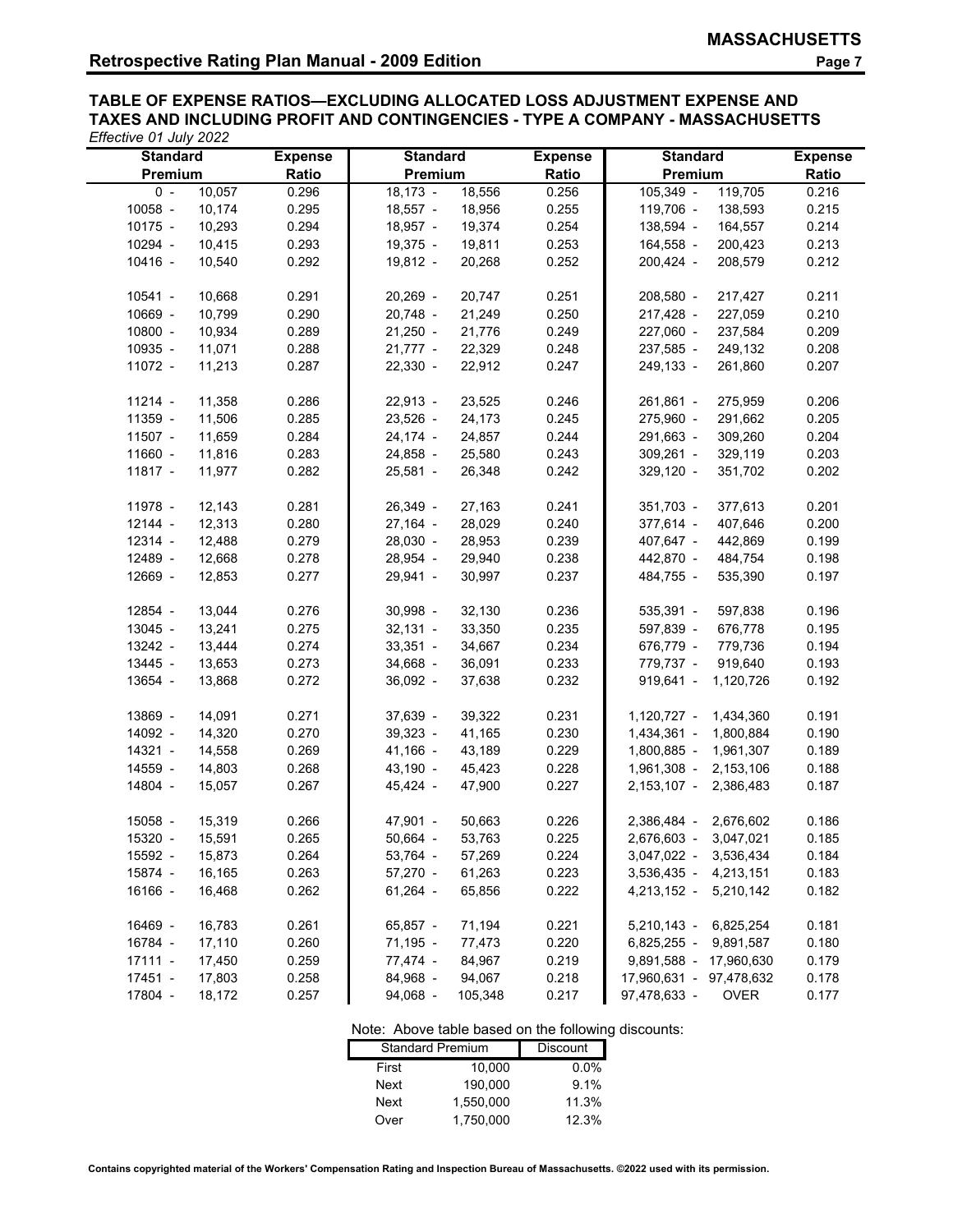**MASSACHUSETTS**

**Retrospective Rating Plan Manual - 2009 Edition**

## TABLE OF EXPENSE RATIOS—EXCLUDING ALLOCATED LOSS ADJUSTMENT EXPENSE AND TAXES AND INCLUDING PROFIT AND CONTINGENCIES - TYPE A COMPANY - MASSACHUSETTS

*Effective 01 July 2022*

| Standard Premium | Expense Ratio | Standard Premium | Expense Ratio | Standard Premium | Expense Ratio |
|---|---|---|---|---|---|
| 0 - 10,057 | 0.296 | 18,173 - 18,556 | 0.256 | 105,349 - 119,705 | 0.216 |
| 10058 - 10,174 | 0.295 | 18,557 - 18,956 | 0.255 | 119,706 - 138,593 | 0.215 |
| 10175 - 10,293 | 0.294 | 18,957 - 19,374 | 0.254 | 138,594 - 164,557 | 0.214 |
| 10294 - 10,415 | 0.293 | 19,375 - 19,811 | 0.253 | 164,558 - 200,423 | 0.213 |
| 10416 - 10,540 | 0.292 | 19,812 - 20,268 | 0.252 | 200,424 - 208,579 | 0.212 |
| 10541 - 10,668 | 0.291 | 20,269 - 20,747 | 0.251 | 208,580 - 217,427 | 0.211 |
| 10669 - 10,799 | 0.290 | 20,748 - 21,249 | 0.250 | 217,428 - 227,059 | 0.210 |
| 10800 - 10,934 | 0.289 | 21,250 - 21,776 | 0.249 | 227,060 - 237,584 | 0.209 |
| 10935 - 11,071 | 0.288 | 21,777 - 22,329 | 0.248 | 237,585 - 249,132 | 0.208 |
| 11072 - 11,213 | 0.287 | 22,330 - 22,912 | 0.247 | 249,133 - 261,860 | 0.207 |
| 11214 - 11,358 | 0.286 | 22,913 - 23,525 | 0.246 | 261,861 - 275,959 | 0.206 |
| 11359 - 11,506 | 0.285 | 23,526 - 24,173 | 0.245 | 275,960 - 291,662 | 0.205 |
| 11507 - 11,659 | 0.284 | 24,174 - 24,857 | 0.244 | 291,663 - 309,260 | 0.204 |
| 11660 - 11,816 | 0.283 | 24,858 - 25,580 | 0.243 | 309,261 - 329,119 | 0.203 |
| 11817 - 11,977 | 0.282 | 25,581 - 26,348 | 0.242 | 329,120 - 351,702 | 0.202 |
| 11978 - 12,143 | 0.281 | 26,349 - 27,163 | 0.241 | 351,703 - 377,613 | 0.201 |
| 12144 - 12,313 | 0.280 | 27,164 - 28,029 | 0.240 | 377,614 - 407,646 | 0.200 |
| 12314 - 12,488 | 0.279 | 28,030 - 28,953 | 0.239 | 407,647 - 442,869 | 0.199 |
| 12489 - 12,668 | 0.278 | 28,954 - 29,940 | 0.238 | 442,870 - 484,754 | 0.198 |
| 12669 - 12,853 | 0.277 | 29,941 - 30,997 | 0.237 | 484,755 - 535,390 | 0.197 |
| 12854 - 13,044 | 0.276 | 30,998 - 32,130 | 0.236 | 535,391 - 597,838 | 0.196 |
| 13045 - 13,241 | 0.275 | 32,131 - 33,350 | 0.235 | 597,839 - 676,778 | 0.195 |
| 13242 - 13,444 | 0.274 | 33,351 - 34,667 | 0.234 | 676,779 - 779,736 | 0.194 |
| 13445 - 13,653 | 0.273 | 34,668 - 36,091 | 0.233 | 779,737 - 919,640 | 0.193 |
| 13654 - 13,868 | 0.272 | 36,092 - 37,638 | 0.232 | 919,641 - 1,120,726 | 0.192 |
| 13869 - 14,091 | 0.271 | 37,639 - 39,322 | 0.231 | 1,120,727 - 1,434,360 | 0.191 |
| 14092 - 14,320 | 0.270 | 39,323 - 41,165 | 0.230 | 1,434,361 - 1,800,884 | 0.190 |
| 14321 - 14,558 | 0.269 | 41,166 - 43,189 | 0.229 | 1,800,885 - 1,961,307 | 0.189 |
| 14559 - 14,803 | 0.268 | 43,190 - 45,423 | 0.228 | 1,961,308 - 2,153,106 | 0.188 |
| 14804 - 15,057 | 0.267 | 45,424 - 47,900 | 0.227 | 2,153,107 - 2,386,483 | 0.187 |
| 15058 - 15,319 | 0.266 | 47,901 - 50,663 | 0.226 | 2,386,484 - 2,676,602 | 0.186 |
| 15320 - 15,591 | 0.265 | 50,664 - 53,763 | 0.225 | 2,676,603 - 3,047,021 | 0.185 |
| 15592 - 15,873 | 0.264 | 53,764 - 57,269 | 0.224 | 3,047,022 - 3,536,434 | 0.184 |
| 15874 - 16,165 | 0.263 | 57,270 - 61,263 | 0.223 | 3,536,435 - 4,213,151 | 0.183 |
| 16166 - 16,468 | 0.262 | 61,264 - 65,856 | 0.222 | 4,213,152 - 5,210,142 | 0.182 |
| 16469 - 16,783 | 0.261 | 65,857 - 71,194 | 0.221 | 5,210,143 - 6,825,254 | 0.181 |
| 16784 - 17,110 | 0.260 | 71,195 - 77,473 | 0.220 | 6,825,255 - 9,891,587 | 0.180 |
| 17111 - 17,450 | 0.259 | 77,474 - 84,967 | 0.219 | 9,891,588 - 17,960,630 | 0.179 |
| 17451 - 17,803 | 0.258 | 84,968 - 94,067 | 0.218 | 17,960,631 - 97,478,632 | 0.178 |
| 17804 - 18,172 | 0.257 | 94,068 - 105,348 | 0.217 | 97,478,633 - OVER | 0.177 |

Note: Above table based on the following discounts:

| Standard Premium | | Discount |
|---|---|---|
| First | 10,000 | 0.0% |
| Next | 190,000 | 9.1% |
| Next | 1,550,000 | 11.3% |
| Over | 1,750,000 | 12.3% |

**Contains copyrighted material of the Workers' Compensation Rating and Inspection Bureau of Massachusetts. ©2022 used with its permission.**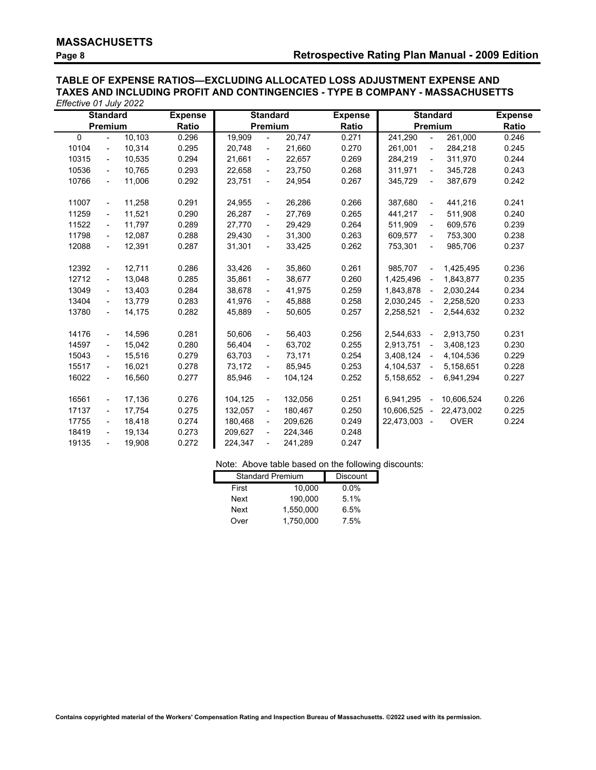## TABLE OF EXPENSE RATIOS—EXCLUDING ALLOCATED LOSS ADJUSTMENT EXPENSE AND TAXES AND INCLUDING PROFIT AND CONTINGENCIES - TYPE B COMPANY - MASSACHUSETTS

*Effective 01 July 2022*

| Standard Premium | | | Expense Ratio | Standard Premium | | | Expense Ratio | Standard Premium | | | Expense Ratio |
|---|---|---|---|---|---|---|---|---|---|---|---|
| 0 | - | 10,103 | 0.296 | 19,909 | - | 20,747 | 0.271 | 241,290 | - | 261,000 | 0.246 |
| 10104 | - | 10,314 | 0.295 | 20,748 | - | 21,660 | 0.270 | 261,001 | - | 284,218 | 0.245 |
| 10315 | - | 10,535 | 0.294 | 21,661 | - | 22,657 | 0.269 | 284,219 | - | 311,970 | 0.244 |
| 10536 | - | 10,765 | 0.293 | 22,658 | - | 23,750 | 0.268 | 311,971 | - | 345,728 | 0.243 |
| 10766 | - | 11,006 | 0.292 | 23,751 | - | 24,954 | 0.267 | 345,729 | - | 387,679 | 0.242 |
| 11007 | - | 11,258 | 0.291 | 24,955 | - | 26,286 | 0.266 | 387,680 | - | 441,216 | 0.241 |
| 11259 | - | 11,521 | 0.290 | 26,287 | - | 27,769 | 0.265 | 441,217 | - | 511,908 | 0.240 |
| 11522 | - | 11,797 | 0.289 | 27,770 | - | 29,429 | 0.264 | 511,909 | - | 609,576 | 0.239 |
| 11798 | - | 12,087 | 0.288 | 29,430 | - | 31,300 | 0.263 | 609,577 | - | 753,300 | 0.238 |
| 12088 | - | 12,391 | 0.287 | 31,301 | - | 33,425 | 0.262 | 753,301 | - | 985,706 | 0.237 |
| 12392 | - | 12,711 | 0.286 | 33,426 | - | 35,860 | 0.261 | 985,707 | - | 1,425,495 | 0.236 |
| 12712 | - | 13,048 | 0.285 | 35,861 | - | 38,677 | 0.260 | 1,425,496 | - | 1,843,877 | 0.235 |
| 13049 | - | 13,403 | 0.284 | 38,678 | - | 41,975 | 0.259 | 1,843,878 | - | 2,030,244 | 0.234 |
| 13404 | - | 13,779 | 0.283 | 41,976 | - | 45,888 | 0.258 | 2,030,245 | - | 2,258,520 | 0.233 |
| 13780 | - | 14,175 | 0.282 | 45,889 | - | 50,605 | 0.257 | 2,258,521 | - | 2,544,632 | 0.232 |
| 14176 | - | 14,596 | 0.281 | 50,606 | - | 56,403 | 0.256 | 2,544,633 | - | 2,913,750 | 0.231 |
| 14597 | - | 15,042 | 0.280 | 56,404 | - | 63,702 | 0.255 | 2,913,751 | - | 3,408,123 | 0.230 |
| 15043 | - | 15,516 | 0.279 | 63,703 | - | 73,171 | 0.254 | 3,408,124 | - | 4,104,536 | 0.229 |
| 15517 | - | 16,021 | 0.278 | 73,172 | - | 85,945 | 0.253 | 4,104,537 | - | 5,158,651 | 0.228 |
| 16022 | - | 16,560 | 0.277 | 85,946 | - | 104,124 | 0.252 | 5,158,652 | - | 6,941,294 | 0.227 |
| 16561 | - | 17,136 | 0.276 | 104,125 | - | 132,056 | 0.251 | 6,941,295 | - | 10,606,524 | 0.226 |
| 17137 | - | 17,754 | 0.275 | 132,057 | - | 180,467 | 0.250 | 10,606,525 | - | 22,473,002 | 0.225 |
| 17755 | - | 18,418 | 0.274 | 180,468 | - | 209,626 | 0.249 | 22,473,003 | - | OVER | 0.224 |
| 18419 | - | 19,134 | 0.273 | 209,627 | - | 224,346 | 0.248 | | | | |
| 19135 | - | 19,908 | 0.272 | 224,347 | - | 241,289 | 0.247 | | | | |

Note: Above table based on the following discounts:

| Standard Premium | | Discount |
|---|---|---|
| First | 10,000 | 0.0% |
| Next | 190,000 | 5.1% |
| Next | 1,550,000 | 6.5% |
| Over | 1,750,000 | 7.5% |

Contains copyrighted material of the Workers' Compensation Rating and Inspection Bureau of Massachusetts. ©2022 used with its permission.